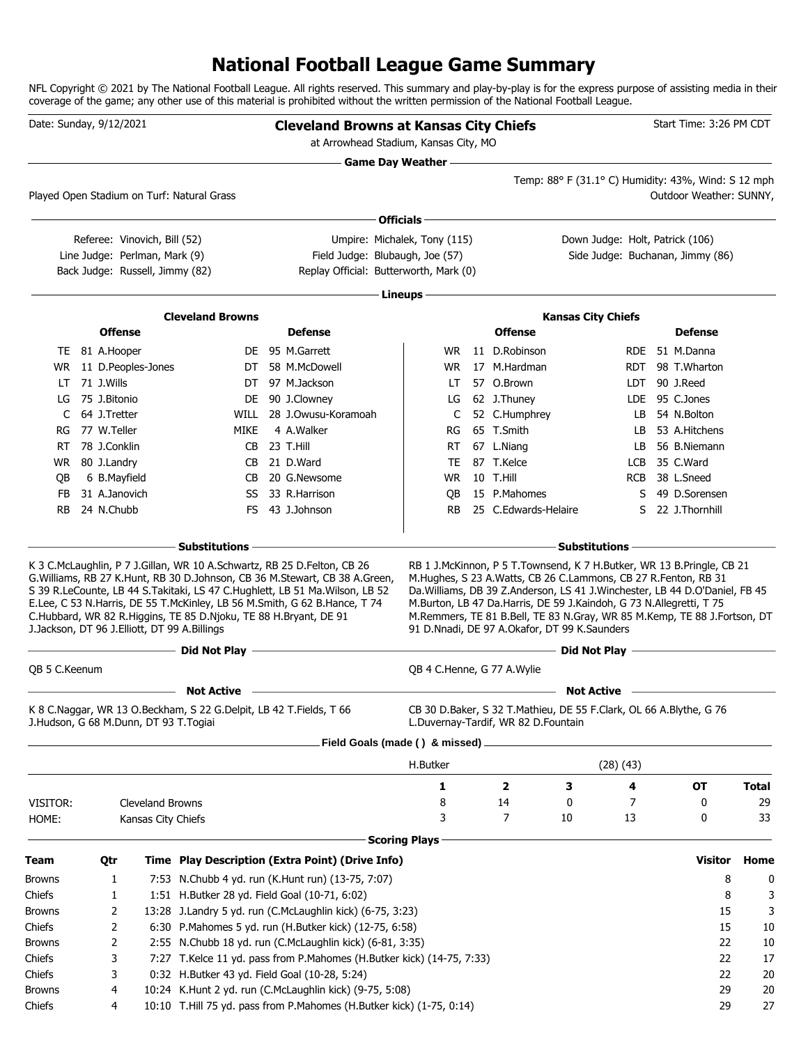# National Football League Game Summary

NFL Copyright © 2021 by The National Football League. All rights reserved. This summary and play-by-play is for the express purpose of assisting media in their coverage of the game; any other use of this material is prohibited without the written permission of the National Football League.

Date: Sunday, 9/12/2021

**Cleveland Browns at Kansas City Chiefs**
at Arrowhead Stadium, Kansas City, MO

Start Time: 3:26 PM CDT

## Game Day Weather

Temp: 88° F (31.1° C) Humidity: 43%, Wind: S 12 mph
Outdoor Weather: SUNNY,

Played Open Stadium on Turf: Natural Grass

## Officials

Referee: Vinovich, Bill (52)
Umpire: Michalek, Tony (115)
Down Judge: Holt, Patrick (106)
Line Judge: Perlman, Mark (9)
Field Judge: Blubaugh, Joe (57)
Side Judge: Buchanan, Jimmy (86)
Back Judge: Russell, Jimmy (82)
Replay Official: Butterworth, Mark (0)

## Lineups

### Cleveland Browns

| Offense | | | Defense | | |
|---|---|---|---|---|---|
| TE | 81 | A.Hooper | DE | 95 | M.Garrett |
| WR | 11 | D.Peoples-Jones | DT | 58 | M.McDowell |
| LT | 71 | J.Wills | DT | 97 | M.Jackson |
| LG | 75 | J.Bitonio | DE | 90 | J.Clowney |
| C | 64 | J.Tretter | WILL | 28 | J.Owusu-Koramoah |
| RG | 77 | W.Teller | MIKE | 4 | A.Walker |
| RT | 78 | J.Conklin | CB | 23 | T.Hill |
| WR | 80 | J.Landry | CB | 21 | D.Ward |
| QB | 6 | B.Mayfield | CB | 20 | G.Newsome |
| FB | 31 | A.Janovich | SS | 33 | R.Harrison |
| RB | 24 | N.Chubb | FS | 43 | J.Johnson |

### Kansas City Chiefs

| Offense | | | Defense | | |
|---|---|---|---|---|---|
| WR | 11 | D.Robinson | RDE | 51 | M.Danna |
| WR | 17 | M.Hardman | RDT | 98 | T.Wharton |
| LT | 57 | O.Brown | LDT | 90 | J.Reed |
| LG | 62 | J.Thuney | LDE | 95 | C.Jones |
| C | 52 | C.Humphrey | LB | 54 | N.Bolton |
| RG | 65 | T.Smith | LB | 53 | A.Hitchens |
| RT | 67 | L.Niang | LB | 56 | B.Niemann |
| TE | 87 | T.Kelce | LCB | 35 | C.Ward |
| WR | 10 | T.Hill | RCB | 38 | L.Sneed |
| QB | 15 | P.Mahomes | S | 49 | D.Sorensen |
| RB | 25 | C.Edwards-Helaire | S | 22 | J.Thornhill |

## Substitutions

**Cleveland Browns:** K 3 C.McLaughlin, P 7 J.Gillan, WR 10 A.Schwartz, RB 25 D.Felton, CB 26 G.Williams, RB 27 K.Hunt, RB 30 D.Johnson, CB 36 M.Stewart, CB 38 A.Green, S 39 R.LeCounte, LB 44 S.Takitaki, LS 47 C.Hughlett, LB 51 Ma.Wilson, LB 52 E.Lee, C 53 N.Harris, DE 55 T.McKinley, LB 56 M.Smith, G 62 B.Hance, T 74 C.Hubbard, WR 82 R.Higgins, TE 85 D.Njoku, TE 88 H.Bryant, DE 91 J.Jackson, DT 96 J.Elliott, DT 99 A.Billings

**Kansas City Chiefs:** RB 1 J.McKinnon, P 5 T.Townsend, K 7 H.Butker, WR 13 B.Pringle, CB 21 M.Hughes, S 23 A.Watts, CB 26 C.Lammons, CB 27 R.Fenton, RB 31 Da.Williams, DB 39 Z.Anderson, LS 41 J.Winchester, LB 44 D.O'Daniel, FB 45 M.Burton, LB 47 Da.Harris, DE 59 J.Kaindoh, G 73 N.Allegretti, T 75 M.Remmers, TE 81 B.Bell, TE 83 N.Gray, WR 85 M.Kemp, TE 88 J.Fortson, DT 91 D.Nnadi, DE 97 A.Okafor, DT 99 K.Saunders

## Did Not Play

**Cleveland Browns:** QB 5 C.Keenum

**Kansas City Chiefs:** QB 4 C.Henne, G 77 A.Wylie

## Not Active

**Cleveland Browns:** K 8 C.Naggar, WR 13 O.Beckham, S 22 G.Delpit, LB 42 T.Fields, T 66 J.Hudson, G 68 M.Dunn, DT 93 T.Togiai

**Kansas City Chiefs:** CB 30 D.Baker, S 32 T.Mathieu, DE 55 F.Clark, OL 66 A.Blythe, G 76 L.Duvernay-Tardif, WR 82 D.Fountain

## Field Goals (made ( ) & missed)

H.Butker (28) (43)

| | | 1 | 2 | 3 | 4 | OT | Total |
|---|---|---|---|---|---|---|---|
| VISITOR: | Cleveland Browns | 8 | 14 | 0 | 7 | 0 | 29 |
| HOME: | Kansas City Chiefs | 3 | 7 | 10 | 13 | 0 | 33 |

## Scoring Plays

| Team | Qtr | Time | Play Description (Extra Point) (Drive Info) | Visitor | Home |
|---|---|---|---|---|---|
| Browns | 1 | 7:53 | N.Chubb 4 yd. run (K.Hunt run) (13-75, 7:07) | 8 | 0 |
| Chiefs | 1 | 1:51 | H.Butker 28 yd. Field Goal (10-71, 6:02) | 8 | 3 |
| Browns | 2 | 13:28 | J.Landry 5 yd. run (C.McLaughlin kick) (6-75, 3:23) | 15 | 3 |
| Chiefs | 2 | 6:30 | P.Mahomes 5 yd. run (H.Butker kick) (12-75, 6:58) | 15 | 10 |
| Browns | 2 | 2:55 | N.Chubb 18 yd. run (C.McLaughlin kick) (6-81, 3:35) | 22 | 10 |
| Chiefs | 3 | 7:27 | T.Kelce 11 yd. pass from P.Mahomes (H.Butker kick) (14-75, 7:33) | 22 | 17 |
| Chiefs | 3 | 0:32 | H.Butker 43 yd. Field Goal (10-28, 5:24) | 22 | 20 |
| Browns | 4 | 10:24 | K.Hunt 2 yd. run (C.McLaughlin kick) (9-75, 5:08) | 29 | 20 |
| Chiefs | 4 | 10:10 | T.Hill 75 yd. pass from P.Mahomes (H.Butker kick) (1-75, 0:14) | 29 | 27 |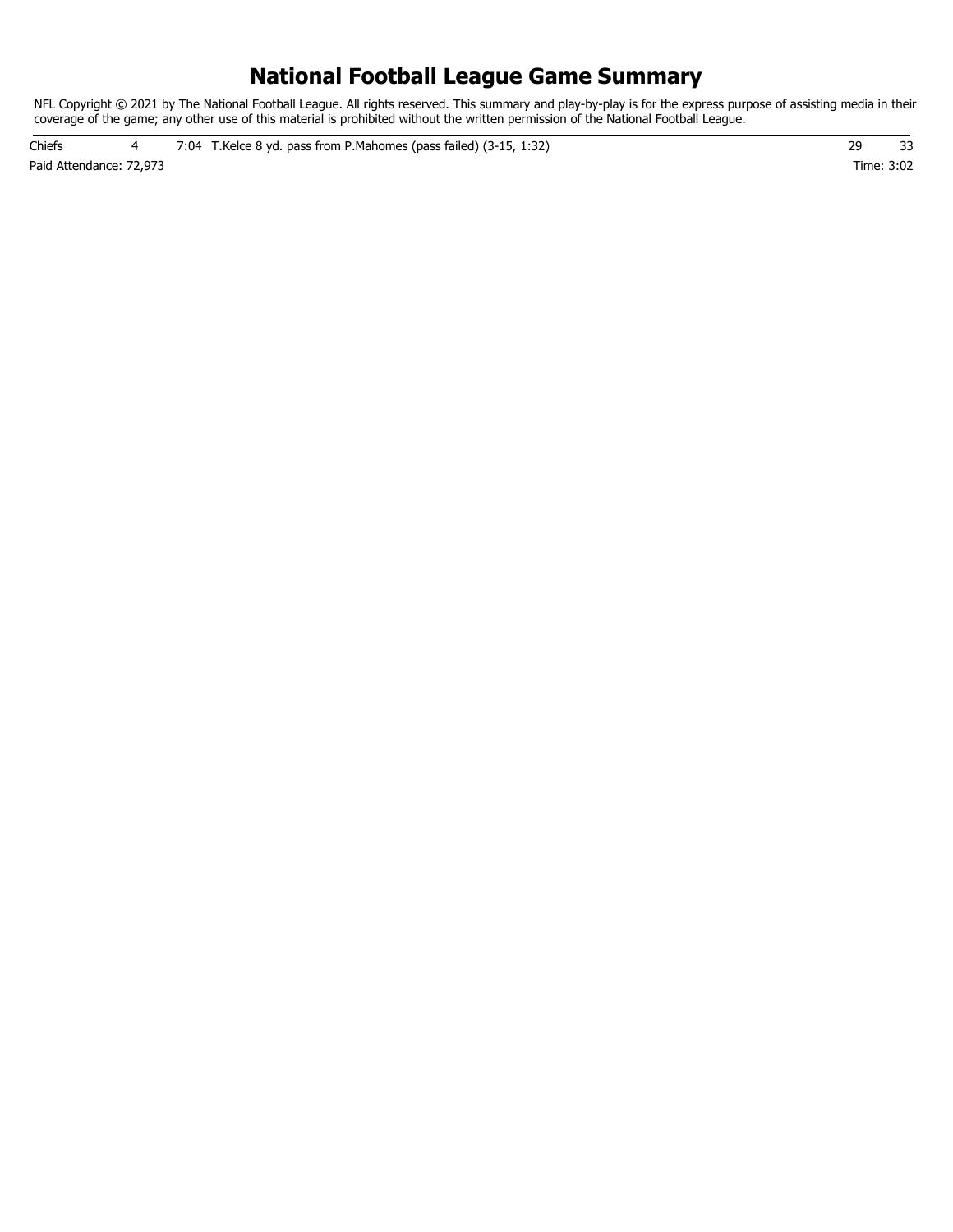# National Football League Game Summary

NFL Copyright © 2021 by The National Football League. All rights reserved. This summary and play-by-play is for the express purpose of assisting media in their coverage of the game; any other use of this material is prohibited without the written permission of the National Football League.

| | | | | | |
|---|---|---|---|---|---|
| Chiefs | 4 | 7:04 | T.Kelce 8 yd. pass from P.Mahomes (pass failed) (3-15, 1:32) | 29 | 33 |

Paid Attendance: 72,973

Time: 3:02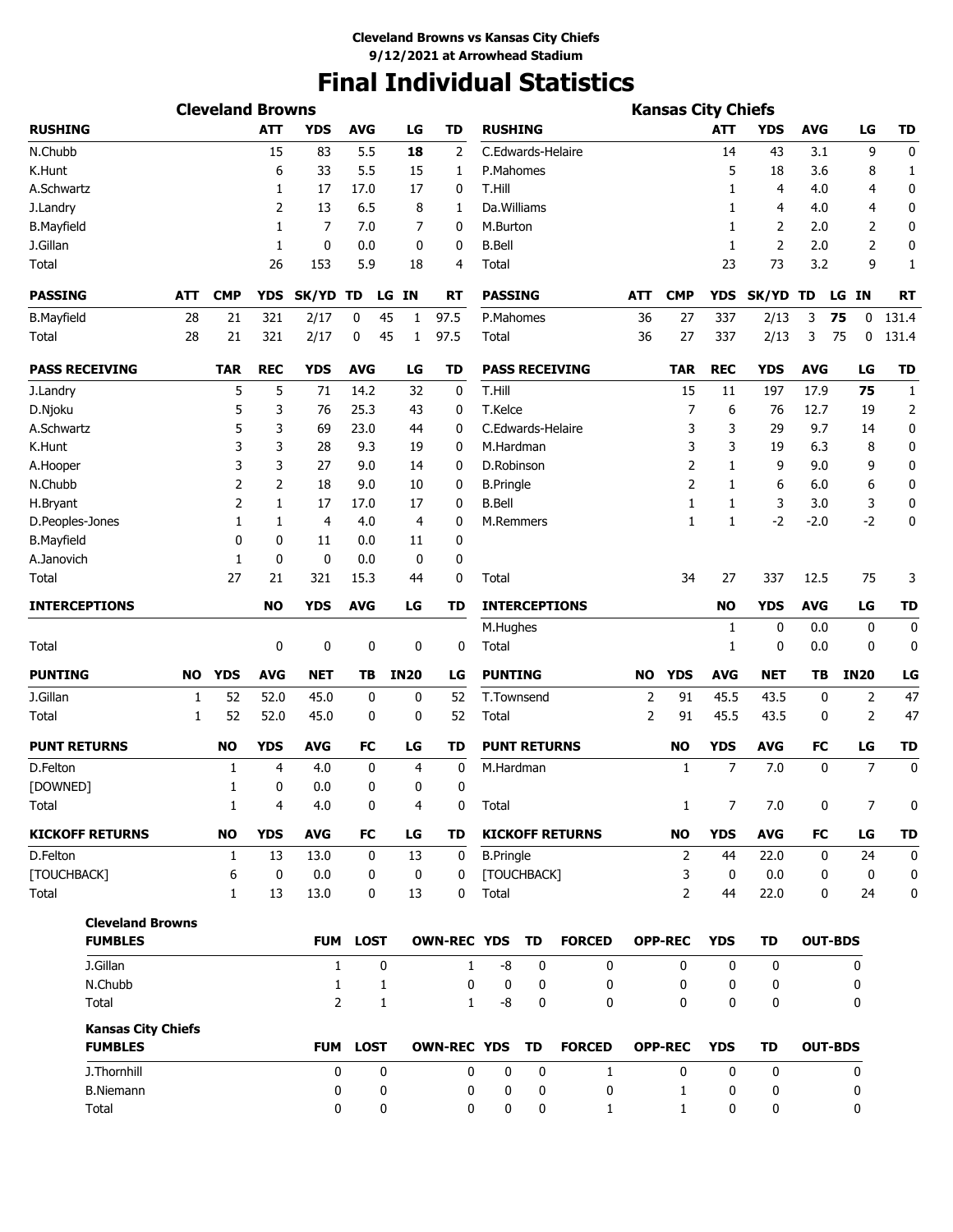**Cleveland Browns vs Kansas City Chiefs**
**9/12/2021 at Arrowhead Stadium**

# Final Individual Statistics

## Cleveland Browns

| RUSHING | ATT | YDS | AVG | LG | TD |
|---|---|---|---|---|---|
| N.Chubb | 15 | 83 | 5.5 | **18** | 2 |
| K.Hunt | 6 | 33 | 5.5 | 15 | 1 |
| A.Schwartz | 1 | 17 | 17.0 | 17 | 0 |
| J.Landry | 2 | 13 | 6.5 | 8 | 1 |
| B.Mayfield | 1 | 7 | 7.0 | 7 | 0 |
| J.Gillan | 1 | 0 | 0.0 | 0 | 0 |
| Total | 26 | 153 | 5.9 | 18 | 4 |

| PASSING | ATT | CMP | YDS | SK/YD | TD | LG | IN | RT |
|---|---|---|---|---|---|---|---|---|
| B.Mayfield | 28 | 21 | 321 | 2/17 | 0 | 45 | 1 | 97.5 |
| Total | 28 | 21 | 321 | 2/17 | 0 | 45 | 1 | 97.5 |

| PASS RECEIVING | TAR | REC | YDS | AVG | LG | TD |
|---|---|---|---|---|---|---|
| J.Landry | 5 | 5 | 71 | 14.2 | 32 | 0 |
| D.Njoku | 5 | 3 | 76 | 25.3 | 43 | 0 |
| A.Schwartz | 5 | 3 | 69 | 23.0 | 44 | 0 |
| K.Hunt | 3 | 3 | 28 | 9.3 | 19 | 0 |
| A.Hooper | 3 | 3 | 27 | 9.0 | 14 | 0 |
| N.Chubb | 2 | 2 | 18 | 9.0 | 10 | 0 |
| H.Bryant | 2 | 1 | 17 | 17.0 | 17 | 0 |
| D.Peoples-Jones | 1 | 1 | 4 | 4.0 | 4 | 0 |
| B.Mayfield | 0 | 0 | 11 | 0.0 | 11 | 0 |
| A.Janovich | 1 | 0 | 0 | 0.0 | 0 | 0 |
| Total | 27 | 21 | 321 | 15.3 | 44 | 0 |

| INTERCEPTIONS | NO | YDS | AVG | LG | TD |
|---|---|---|---|---|---|
| Total | 0 | 0 | 0 | 0 | 0 |

| PUNTING | NO | YDS | AVG | NET | TB | IN20 | LG |
|---|---|---|---|---|---|---|---|
| J.Gillan | 1 | 52 | 52.0 | 45.0 | 0 | 0 | 52 |
| Total | 1 | 52 | 52.0 | 45.0 | 0 | 0 | 52 |

| PUNT RETURNS | NO | YDS | AVG | FC | LG | TD |
|---|---|---|---|---|---|---|
| D.Felton | 1 | 4 | 4.0 | 0 | 4 | 0 |
| [DOWNED] | 1 | 0 | 0.0 | 0 | 0 | 0 |
| Total | 1 | 4 | 4.0 | 0 | 4 | 0 |

| KICKOFF RETURNS | NO | YDS | AVG | FC | LG | TD |
|---|---|---|---|---|---|---|
| D.Felton | 1 | 13 | 13.0 | 0 | 13 | 0 |
| [TOUCHBACK] | 6 | 0 | 0.0 | 0 | 0 | 0 |
| Total | 1 | 13 | 13.0 | 0 | 13 | 0 |

## Kansas City Chiefs

| RUSHING | ATT | YDS | AVG | LG | TD |
|---|---|---|---|---|---|
| C.Edwards-Helaire | 14 | 43 | 3.1 | 9 | 0 |
| P.Mahomes | 5 | 18 | 3.6 | 8 | 1 |
| T.Hill | 1 | 4 | 4.0 | 4 | 0 |
| Da.Williams | 1 | 4 | 4.0 | 4 | 0 |
| M.Burton | 1 | 2 | 2.0 | 2 | 0 |
| B.Bell | 1 | 2 | 2.0 | 2 | 0 |
| Total | 23 | 73 | 3.2 | 9 | 1 |

| PASSING | ATT | CMP | YDS | SK/YD | TD | LG | IN | RT |
|---|---|---|---|---|---|---|---|---|
| P.Mahomes | 36 | 27 | 337 | 2/13 | 3 | **75** | 0 | 131.4 |
| Total | 36 | 27 | 337 | 2/13 | 3 | 75 | 0 | 131.4 |

| PASS RECEIVING | TAR | REC | YDS | AVG | LG | TD |
|---|---|---|---|---|---|---|
| T.Hill | 15 | 11 | 197 | 17.9 | **75** | 1 |
| T.Kelce | 7 | 6 | 76 | 12.7 | 19 | 2 |
| C.Edwards-Helaire | 3 | 3 | 29 | 9.7 | 14 | 0 |
| M.Hardman | 3 | 3 | 19 | 6.3 | 8 | 0 |
| D.Robinson | 2 | 1 | 9 | 9.0 | 9 | 0 |
| B.Pringle | 2 | 1 | 6 | 6.0 | 6 | 0 |
| B.Bell | 1 | 1 | 3 | 3.0 | 3 | 0 |
| M.Remmers | 1 | 1 | -2 | -2.0 | -2 | 0 |
| Total | 34 | 27 | 337 | 12.5 | 75 | 3 |

| INTERCEPTIONS | NO | YDS | AVG | LG | TD |
|---|---|---|---|---|---|
| M.Hughes | 1 | 0 | 0.0 | 0 | 0 |
| Total | 1 | 0 | 0.0 | 0 | 0 |

| PUNTING | NO | YDS | AVG | NET | TB | IN20 | LG |
|---|---|---|---|---|---|---|---|
| T.Townsend | 2 | 91 | 45.5 | 43.5 | 0 | 2 | 47 |
| Total | 2 | 91 | 45.5 | 43.5 | 0 | 2 | 47 |

| PUNT RETURNS | NO | YDS | AVG | FC | LG | TD |
|---|---|---|---|---|---|---|
| M.Hardman | 1 | 7 | 7.0 | 0 | 7 | 0 |
| Total | 1 | 7 | 7.0 | 0 | 7 | 0 |

| KICKOFF RETURNS | NO | YDS | AVG | FC | LG | TD |
|---|---|---|---|---|---|---|
| B.Pringle | 2 | 44 | 22.0 | 0 | 24 | 0 |
| [TOUCHBACK] | 3 | 0 | 0.0 | 0 | 0 | 0 |
| Total | 2 | 44 | 22.0 | 0 | 24 | 0 |

## Cleveland Browns

| FUMBLES | FUM | LOST | OWN-REC | YDS | TD | FORCED | OPP-REC | YDS | TD | OUT-BDS |
|---|---|---|---|---|---|---|---|---|---|---|
| J.Gillan | 1 | 0 | 1 | -8 | 0 | 0 | 0 | 0 | 0 | 0 |
| N.Chubb | 1 | 1 | 0 | 0 | 0 | 0 | 0 | 0 | 0 | 0 |
| Total | 2 | 1 | 1 | -8 | 0 | 0 | 0 | 0 | 0 | 0 |

## Kansas City Chiefs

| FUMBLES | FUM | LOST | OWN-REC | YDS | TD | FORCED | OPP-REC | YDS | TD | OUT-BDS |
|---|---|---|---|---|---|---|---|---|---|---|
| J.Thornhill | 0 | 0 | 0 | 0 | 0 | 1 | 0 | 0 | 0 | 0 |
| B.Niemann | 0 | 0 | 0 | 0 | 0 | 0 | 1 | 0 | 0 | 0 |
| Total | 0 | 0 | 0 | 0 | 0 | 1 | 1 | 0 | 0 | 0 |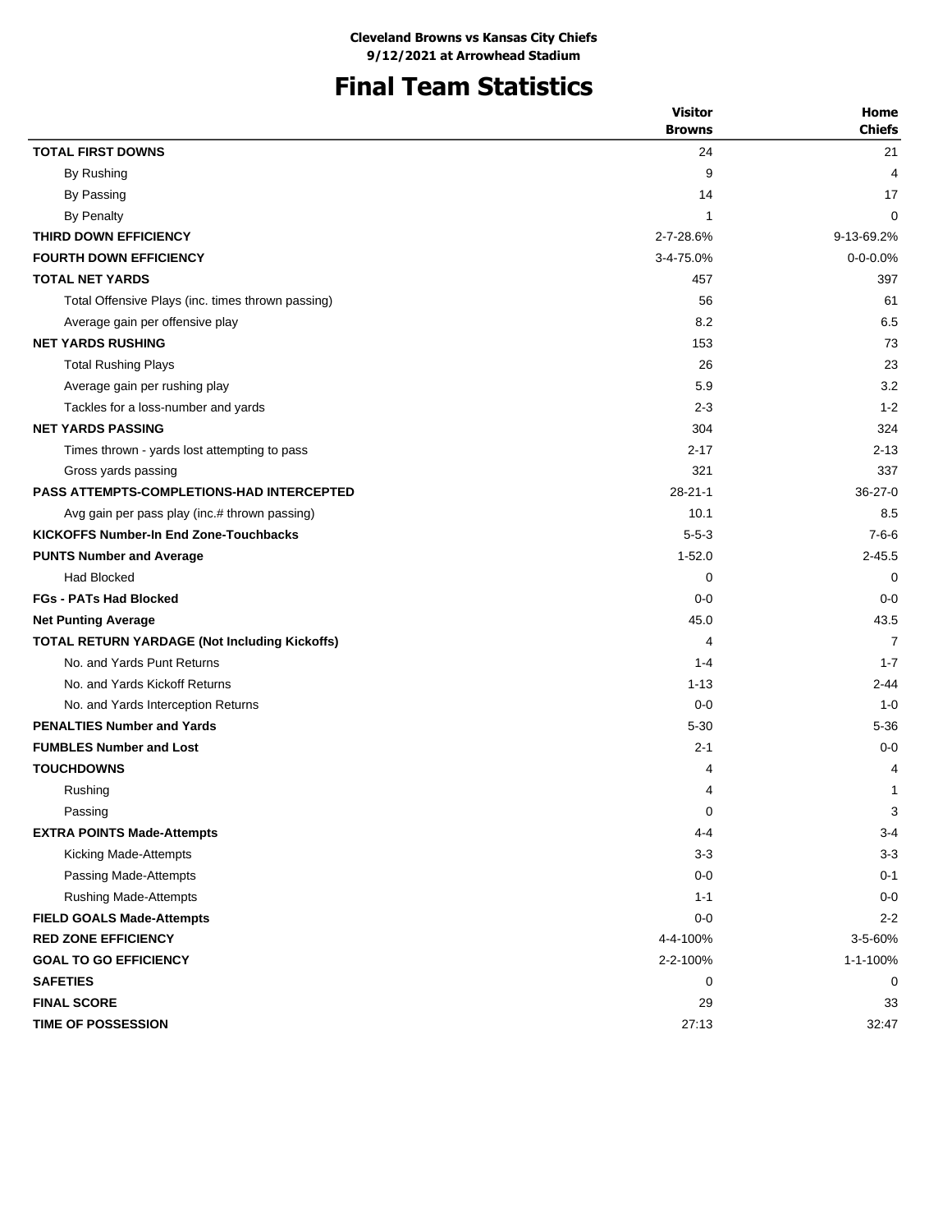**Cleveland Browns vs Kansas City Chiefs**
**9/12/2021 at Arrowhead Stadium**

# Final Team Statistics

| | Visitor Browns | Home Chiefs |
|---|---|---|
| **TOTAL FIRST DOWNS** | 24 | 21 |
| By Rushing | 9 | 4 |
| By Passing | 14 | 17 |
| By Penalty | 1 | 0 |
| **THIRD DOWN EFFICIENCY** | 2-7-28.6% | 9-13-69.2% |
| **FOURTH DOWN EFFICIENCY** | 3-4-75.0% | 0-0-0.0% |
| **TOTAL NET YARDS** | 457 | 397 |
| Total Offensive Plays (inc. times thrown passing) | 56 | 61 |
| Average gain per offensive play | 8.2 | 6.5 |
| **NET YARDS RUSHING** | 153 | 73 |
| Total Rushing Plays | 26 | 23 |
| Average gain per rushing play | 5.9 | 3.2 |
| Tackles for a loss-number and yards | 2-3 | 1-2 |
| **NET YARDS PASSING** | 304 | 324 |
| Times thrown - yards lost attempting to pass | 2-17 | 2-13 |
| Gross yards passing | 321 | 337 |
| **PASS ATTEMPTS-COMPLETIONS-HAD INTERCEPTED** | 28-21-1 | 36-27-0 |
| Avg gain per pass play (inc.# thrown passing) | 10.1 | 8.5 |
| **KICKOFFS Number-In End Zone-Touchbacks** | 5-5-3 | 7-6-6 |
| **PUNTS Number and Average** | 1-52.0 | 2-45.5 |
| Had Blocked | 0 | 0 |
| **FGs - PATs Had Blocked** | 0-0 | 0-0 |
| **Net Punting Average** | 45.0 | 43.5 |
| **TOTAL RETURN YARDAGE (Not Including Kickoffs)** | 4 | 7 |
| No. and Yards Punt Returns | 1-4 | 1-7 |
| No. and Yards Kickoff Returns | 1-13 | 2-44 |
| No. and Yards Interception Returns | 0-0 | 1-0 |
| **PENALTIES Number and Yards** | 5-30 | 5-36 |
| **FUMBLES Number and Lost** | 2-1 | 0-0 |
| **TOUCHDOWNS** | 4 | 4 |
| Rushing | 4 | 1 |
| Passing | 0 | 3 |
| **EXTRA POINTS Made-Attempts** | 4-4 | 3-4 |
| Kicking Made-Attempts | 3-3 | 3-3 |
| Passing Made-Attempts | 0-0 | 0-1 |
| Rushing Made-Attempts | 1-1 | 0-0 |
| **FIELD GOALS Made-Attempts** | 0-0 | 2-2 |
| **RED ZONE EFFICIENCY** | 4-4-100% | 3-5-60% |
| **GOAL TO GO EFFICIENCY** | 2-2-100% | 1-1-100% |
| **SAFETIES** | 0 | 0 |
| **FINAL SCORE** | 29 | 33 |
| **TIME OF POSSESSION** | 27:13 | 32:47 |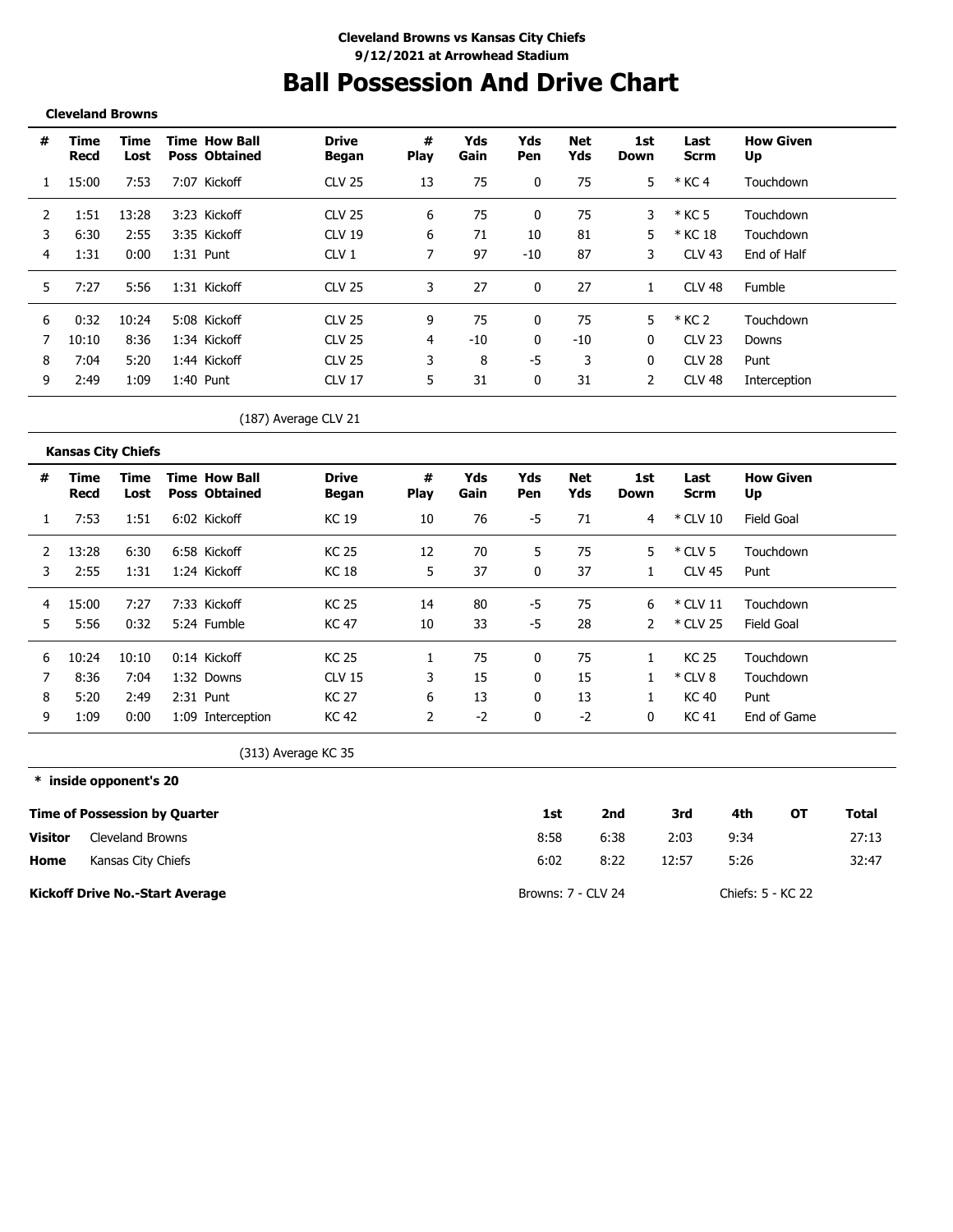**Cleveland Browns vs Kansas City Chiefs**
**9/12/2021 at Arrowhead Stadium**

# Ball Possession And Drive Chart

**Cleveland Browns**

| # | Time Recd | Time Lost | Time Poss | How Ball Obtained | Drive Began | # Play | Yds Gain | Yds Pen | Net Yds | 1st Down | Last Scrm | How Given Up |
|---|---|---|---|---|---|---|---|---|---|---|---|---|
| 1 | 15:00 | 7:53 | 7:07 | Kickoff | CLV 25 | 13 | 75 | 0 | 75 | 5 | * KC 4 | Touchdown |
| 2 | 1:51 | 13:28 | 3:23 | Kickoff | CLV 25 | 6 | 75 | 0 | 75 | 3 | * KC 5 | Touchdown |
| 3 | 6:30 | 2:55 | 3:35 | Kickoff | CLV 19 | 6 | 71 | 10 | 81 | 5 | * KC 18 | Touchdown |
| 4 | 1:31 | 0:00 | 1:31 | Punt | CLV 1 | 7 | 97 | -10 | 87 | 3 | CLV 43 | End of Half |
| 5 | 7:27 | 5:56 | 1:31 | Kickoff | CLV 25 | 3 | 27 | 0 | 27 | 1 | CLV 48 | Fumble |
| 6 | 0:32 | 10:24 | 5:08 | Kickoff | CLV 25 | 9 | 75 | 0 | 75 | 5 | * KC 2 | Touchdown |
| 7 | 10:10 | 8:36 | 1:34 | Kickoff | CLV 25 | 4 | -10 | 0 | -10 | 0 | CLV 23 | Downs |
| 8 | 7:04 | 5:20 | 1:44 | Kickoff | CLV 25 | 3 | 8 | -5 | 3 | 0 | CLV 28 | Punt |
| 9 | 2:49 | 1:09 | 1:40 | Punt | CLV 17 | 5 | 31 | 0 | 31 | 2 | CLV 48 | Interception |

(187) Average CLV 21

**Kansas City Chiefs**

| # | Time Recd | Time Lost | Time Poss | How Ball Obtained | Drive Began | # Play | Yds Gain | Yds Pen | Net Yds | 1st Down | Last Scrm | How Given Up |
|---|---|---|---|---|---|---|---|---|---|---|---|---|
| 1 | 7:53 | 1:51 | 6:02 | Kickoff | KC 19 | 10 | 76 | -5 | 71 | 4 | * CLV 10 | Field Goal |
| 2 | 13:28 | 6:30 | 6:58 | Kickoff | KC 25 | 12 | 70 | 5 | 75 | 5 | * CLV 5 | Touchdown |
| 3 | 2:55 | 1:31 | 1:24 | Kickoff | KC 18 | 5 | 37 | 0 | 37 | 1 | CLV 45 | Punt |
| 4 | 15:00 | 7:27 | 7:33 | Kickoff | KC 25 | 14 | 80 | -5 | 75 | 6 | * CLV 11 | Touchdown |
| 5 | 5:56 | 0:32 | 5:24 | Fumble | KC 47 | 10 | 33 | -5 | 28 | 2 | * CLV 25 | Field Goal |
| 6 | 10:24 | 10:10 | 0:14 | Kickoff | KC 25 | 1 | 75 | 0 | 75 | 1 | KC 25 | Touchdown |
| 7 | 8:36 | 7:04 | 1:32 | Downs | CLV 15 | 3 | 15 | 0 | 15 | 1 | * CLV 8 | Touchdown |
| 8 | 5:20 | 2:49 | 2:31 | Punt | KC 27 | 6 | 13 | 0 | 13 | 1 | KC 40 | Punt |
| 9 | 1:09 | 0:00 | 1:09 | Interception | KC 42 | 2 | -2 | 0 | -2 | 0 | KC 41 | End of Game |

(313) Average KC 35

**\* inside opponent's 20**

**Time of Possession by Quarter**

| | | 1st | 2nd | 3rd | 4th | OT | Total |
|---|---|---|---|---|---|---|---|
| **Visitor** | Cleveland Browns | 8:58 | 6:38 | 2:03 | 9:34 | | 27:13 |
| **Home** | Kansas City Chiefs | 6:02 | 8:22 | 12:57 | 5:26 | | 32:47 |

**Kickoff Drive No.-Start Average** Browns: 7 - CLV 24 Chiefs: 5 - KC 22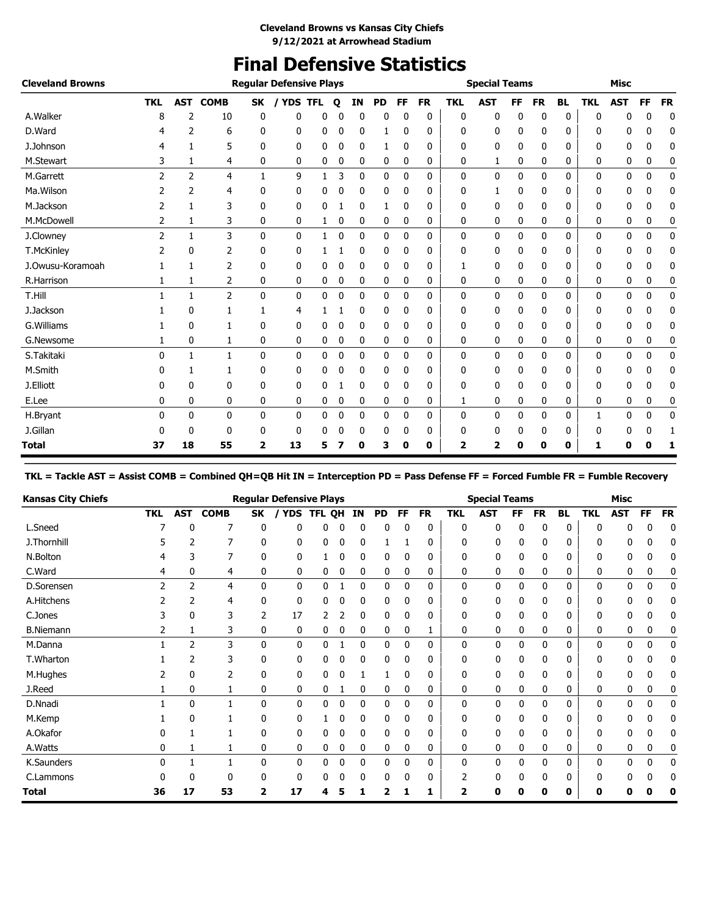**Cleveland Browns vs Kansas City Chiefs**
**9/12/2021 at Arrowhead Stadium**

# Final Defensive Statistics

| Cleveland Browns | Regular Defensive Plays | | | | | | | | | | | Special Teams | | | | | | Misc | | | |
|---|---|---|---|---|---|---|---|---|---|---|---|---|---|---|---|---|---|---|---|---|---|
| | TKL | AST | COMB | SK | / YDS | TFL | Q | IN | PD | FF | FR | TKL | AST | FF | FR | BL | TKL | AST | FF | FR |
| A.Walker | 8 | 2 | 10 | 0 | 0 | 0 | 0 | 0 | 0 | 0 | 0 | 0 | 0 | 0 | 0 | 0 | 0 | 0 | 0 | 0 |
| D.Ward | 4 | 2 | 6 | 0 | 0 | 0 | 0 | 0 | 1 | 0 | 0 | 0 | 0 | 0 | 0 | 0 | 0 | 0 | 0 | 0 |
| J.Johnson | 4 | 1 | 5 | 0 | 0 | 0 | 0 | 0 | 1 | 0 | 0 | 0 | 0 | 0 | 0 | 0 | 0 | 0 | 0 | 0 |
| M.Stewart | 3 | 1 | 4 | 0 | 0 | 0 | 0 | 0 | 0 | 0 | 0 | 0 | 1 | 0 | 0 | 0 | 0 | 0 | 0 | 0 |
| M.Garrett | 2 | 2 | 4 | 1 | 9 | 1 | 3 | 0 | 0 | 0 | 0 | 0 | 0 | 0 | 0 | 0 | 0 | 0 | 0 | 0 |
| Ma.Wilson | 2 | 2 | 4 | 0 | 0 | 0 | 0 | 0 | 0 | 0 | 0 | 0 | 1 | 0 | 0 | 0 | 0 | 0 | 0 | 0 |
| M.Jackson | 2 | 1 | 3 | 0 | 0 | 0 | 1 | 0 | 1 | 0 | 0 | 0 | 0 | 0 | 0 | 0 | 0 | 0 | 0 | 0 |
| M.McDowell | 2 | 1 | 3 | 0 | 0 | 1 | 0 | 0 | 0 | 0 | 0 | 0 | 0 | 0 | 0 | 0 | 0 | 0 | 0 | 0 |
| J.Clowney | 2 | 1 | 3 | 0 | 0 | 1 | 0 | 0 | 0 | 0 | 0 | 0 | 0 | 0 | 0 | 0 | 0 | 0 | 0 | 0 |
| T.McKinley | 2 | 0 | 2 | 0 | 0 | 1 | 1 | 0 | 0 | 0 | 0 | 0 | 0 | 0 | 0 | 0 | 0 | 0 | 0 | 0 |
| J.Owusu-Koramoah | 1 | 1 | 2 | 0 | 0 | 0 | 0 | 0 | 0 | 0 | 0 | 1 | 0 | 0 | 0 | 0 | 0 | 0 | 0 | 0 |
| R.Harrison | 1 | 1 | 2 | 0 | 0 | 0 | 0 | 0 | 0 | 0 | 0 | 0 | 0 | 0 | 0 | 0 | 0 | 0 | 0 | 0 |
| T.Hill | 1 | 1 | 2 | 0 | 0 | 0 | 0 | 0 | 0 | 0 | 0 | 0 | 0 | 0 | 0 | 0 | 0 | 0 | 0 | 0 |
| J.Jackson | 1 | 0 | 1 | 1 | 4 | 1 | 1 | 0 | 0 | 0 | 0 | 0 | 0 | 0 | 0 | 0 | 0 | 0 | 0 | 0 |
| G.Williams | 1 | 0 | 1 | 0 | 0 | 0 | 0 | 0 | 0 | 0 | 0 | 0 | 0 | 0 | 0 | 0 | 0 | 0 | 0 | 0 |
| G.Newsome | 1 | 0 | 1 | 0 | 0 | 0 | 0 | 0 | 0 | 0 | 0 | 0 | 0 | 0 | 0 | 0 | 0 | 0 | 0 | 0 |
| S.Takitaki | 0 | 1 | 1 | 0 | 0 | 0 | 0 | 0 | 0 | 0 | 0 | 0 | 0 | 0 | 0 | 0 | 0 | 0 | 0 | 0 |
| M.Smith | 0 | 1 | 1 | 0 | 0 | 0 | 0 | 0 | 0 | 0 | 0 | 0 | 0 | 0 | 0 | 0 | 0 | 0 | 0 | 0 |
| J.Elliott | 0 | 0 | 0 | 0 | 0 | 0 | 1 | 0 | 0 | 0 | 0 | 0 | 0 | 0 | 0 | 0 | 0 | 0 | 0 | 0 |
| E.Lee | 0 | 0 | 0 | 0 | 0 | 0 | 0 | 0 | 0 | 0 | 0 | 1 | 0 | 0 | 0 | 0 | 0 | 0 | 0 | 0 |
| H.Bryant | 0 | 0 | 0 | 0 | 0 | 0 | 0 | 0 | 0 | 0 | 0 | 0 | 0 | 0 | 0 | 0 | 1 | 0 | 0 | 0 |
| J.Gillan | 0 | 0 | 0 | 0 | 0 | 0 | 0 | 0 | 0 | 0 | 0 | 0 | 0 | 0 | 0 | 0 | 0 | 0 | 0 | 1 |
| **Total** | **37** | **18** | **55** | **2** | **13** | **5** | **7** | **0** | **3** | **0** | **0** | **2** | **2** | **0** | **0** | **0** | **1** | **0** | **0** | **1** |

**TKL = Tackle AST = Assist COMB = Combined QH=QB Hit IN = Interception PD = Pass Defense FF = Forced Fumble FR = Fumble Recovery**

| Kansas City Chiefs | Regular Defensive Plays | | | | | | | | | | | Special Teams | | | | | | Misc | | | |
|---|---|---|---|---|---|---|---|---|---|---|---|---|---|---|---|---|---|---|---|---|---|
| | TKL | AST | COMB | SK | / YDS | TFL | QH | IN | PD | FF | FR | TKL | AST | FF | FR | BL | TKL | AST | FF | FR |
| L.Sneed | 7 | 0 | 7 | 0 | 0 | 0 | 0 | 0 | 0 | 0 | 0 | 0 | 0 | 0 | 0 | 0 | 0 | 0 | 0 | 0 |
| J.Thornhill | 5 | 2 | 7 | 0 | 0 | 0 | 0 | 0 | 1 | 1 | 0 | 0 | 0 | 0 | 0 | 0 | 0 | 0 | 0 | 0 |
| N.Bolton | 4 | 3 | 7 | 0 | 0 | 1 | 0 | 0 | 0 | 0 | 0 | 0 | 0 | 0 | 0 | 0 | 0 | 0 | 0 | 0 |
| C.Ward | 4 | 0 | 4 | 0 | 0 | 0 | 0 | 0 | 0 | 0 | 0 | 0 | 0 | 0 | 0 | 0 | 0 | 0 | 0 | 0 |
| D.Sorensen | 2 | 2 | 4 | 0 | 0 | 0 | 1 | 0 | 0 | 0 | 0 | 0 | 0 | 0 | 0 | 0 | 0 | 0 | 0 | 0 |
| A.Hitchens | 2 | 2 | 4 | 0 | 0 | 0 | 0 | 0 | 0 | 0 | 0 | 0 | 0 | 0 | 0 | 0 | 0 | 0 | 0 | 0 |
| C.Jones | 3 | 0 | 3 | 2 | 17 | 2 | 2 | 0 | 0 | 0 | 0 | 0 | 0 | 0 | 0 | 0 | 0 | 0 | 0 | 0 |
| B.Niemann | 2 | 1 | 3 | 0 | 0 | 0 | 0 | 0 | 0 | 0 | 1 | 0 | 0 | 0 | 0 | 0 | 0 | 0 | 0 | 0 |
| M.Danna | 1 | 2 | 3 | 0 | 0 | 0 | 1 | 0 | 0 | 0 | 0 | 0 | 0 | 0 | 0 | 0 | 0 | 0 | 0 | 0 |
| T.Wharton | 1 | 2 | 3 | 0 | 0 | 0 | 0 | 0 | 0 | 0 | 0 | 0 | 0 | 0 | 0 | 0 | 0 | 0 | 0 | 0 |
| M.Hughes | 2 | 0 | 2 | 0 | 0 | 0 | 0 | 1 | 1 | 0 | 0 | 0 | 0 | 0 | 0 | 0 | 0 | 0 | 0 | 0 |
| J.Reed | 1 | 0 | 1 | 0 | 0 | 0 | 1 | 0 | 0 | 0 | 0 | 0 | 0 | 0 | 0 | 0 | 0 | 0 | 0 | 0 |
| D.Nnadi | 1 | 0 | 1 | 0 | 0 | 0 | 0 | 0 | 0 | 0 | 0 | 0 | 0 | 0 | 0 | 0 | 0 | 0 | 0 | 0 |
| M.Kemp | 1 | 0 | 1 | 0 | 0 | 1 | 0 | 0 | 0 | 0 | 0 | 0 | 0 | 0 | 0 | 0 | 0 | 0 | 0 | 0 |
| A.Okafor | 0 | 1 | 1 | 0 | 0 | 0 | 0 | 0 | 0 | 0 | 0 | 0 | 0 | 0 | 0 | 0 | 0 | 0 | 0 | 0 |
| A.Watts | 0 | 1 | 1 | 0 | 0 | 0 | 0 | 0 | 0 | 0 | 0 | 0 | 0 | 0 | 0 | 0 | 0 | 0 | 0 | 0 |
| K.Saunders | 0 | 1 | 1 | 0 | 0 | 0 | 0 | 0 | 0 | 0 | 0 | 0 | 0 | 0 | 0 | 0 | 0 | 0 | 0 | 0 |
| C.Lammons | 0 | 0 | 0 | 0 | 0 | 0 | 0 | 0 | 0 | 0 | 0 | 2 | 0 | 0 | 0 | 0 | 0 | 0 | 0 | 0 |
| **Total** | **36** | **17** | **53** | **2** | **17** | **4** | **5** | **1** | **2** | **1** | **1** | **2** | **0** | **0** | **0** | **0** | **0** | **0** | **0** | **0** |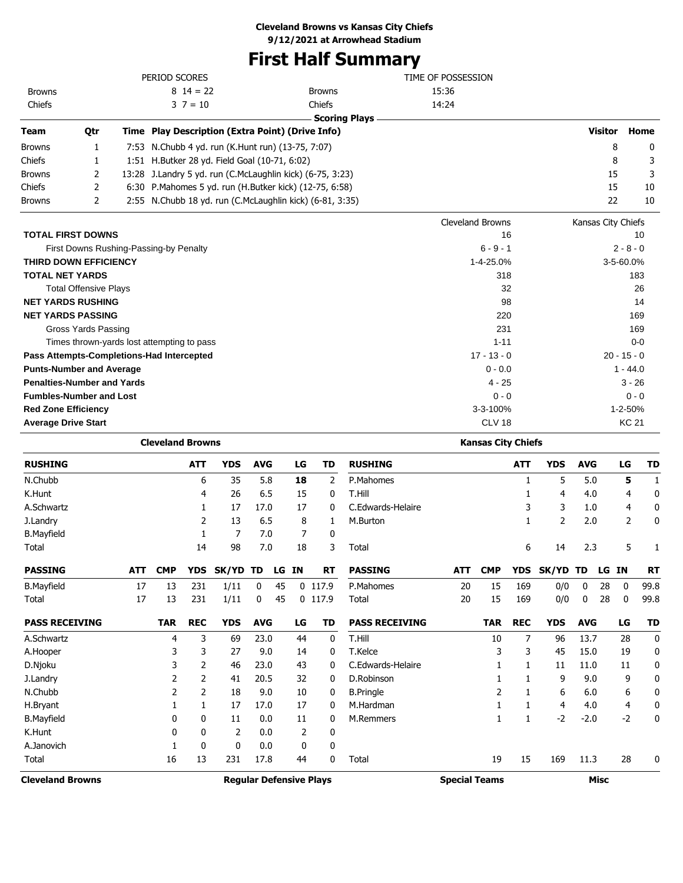**Cleveland Browns vs Kansas City Chiefs**
**9/12/2021 at Arrowhead Stadium**

# First Half Summary

| PERIOD SCORES | | | | TIME OF POSSESSION | |
|---|---|---|---|---|---|
| Browns | 8 | 14 | = 22 | Browns | 15:36 |
| Chiefs | 3 | 7 | = 10 | Chiefs | 14:24 |

**Scoring Plays**

| Team | Qtr | Time | Play Description (Extra Point) (Drive Info) | Visitor | Home |
|---|---|---|---|---|---|
| Browns | 1 | 7:53 | N.Chubb 4 yd. run (K.Hunt run) (13-75, 7:07) | 8 | 0 |
| Chiefs | 1 | 1:51 | H.Butker 28 yd. Field Goal (10-71, 6:02) | 8 | 3 |
| Browns | 2 | 13:28 | J.Landry 5 yd. run (C.McLaughlin kick) (6-75, 3:23) | 15 | 3 |
| Chiefs | 2 | 6:30 | P.Mahomes 5 yd. run (H.Butker kick) (12-75, 6:58) | 15 | 10 |
| Browns | 2 | 2:55 | N.Chubb 18 yd. run (C.McLaughlin kick) (6-81, 3:35) | 22 | 10 |

| | Cleveland Browns | Kansas City Chiefs |
|---|---|---|
| **TOTAL FIRST DOWNS** | 16 | 10 |
| First Downs Rushing-Passing-by Penalty | 6 - 9 - 1 | 2 - 8 - 0 |
| **THIRD DOWN EFFICIENCY** | 1-4-25.0% | 3-5-60.0% |
| **TOTAL NET YARDS** | 318 | 183 |
| Total Offensive Plays | 32 | 26 |
| **NET YARDS RUSHING** | 98 | 14 |
| **NET YARDS PASSING** | 220 | 169 |
| Gross Yards Passing | 231 | 169 |
| Times thrown-yards lost attempting to pass | 1-11 | 0-0 |
| **Pass Attempts-Completions-Had Intercepted** | 17 - 13 - 0 | 20 - 15 - 0 |
| **Punts-Number and Average** | 0 - 0.0 | 1 - 44.0 |
| **Penalties-Number and Yards** | 4 - 25 | 3 - 26 |
| **Fumbles-Number and Lost** | 0 - 0 | 0 - 0 |
| **Red Zone Efficiency** | 3-3-100% | 1-2-50% |
| **Average Drive Start** | CLV 18 | KC 21 |

## Cleveland Browns

| RUSHING | ATT | YDS | AVG | LG | TD |
|---|---|---|---|---|---|
| N.Chubb | 6 | 35 | 5.8 | **18** | 2 |
| K.Hunt | 4 | 26 | 6.5 | 15 | 0 |
| A.Schwartz | 1 | 17 | 17.0 | 17 | 0 |
| J.Landry | 2 | 13 | 6.5 | 8 | 1 |
| B.Mayfield | 1 | 7 | 7.0 | 7 | 0 |
| Total | 14 | 98 | 7.0 | 18 | 3 |

| PASSING | ATT | CMP | YDS | SK/YD | TD | LG | IN | RT |
|---|---|---|---|---|---|---|---|---|
| B.Mayfield | 17 | 13 | 231 | 1/11 | 0 | 45 | 0 | 117.9 |
| Total | 17 | 13 | 231 | 1/11 | 0 | 45 | 0 | 117.9 |

| PASS RECEIVING | TAR | REC | YDS | AVG | LG | TD |
|---|---|---|---|---|---|---|
| A.Schwartz | 4 | 3 | 69 | 23.0 | 44 | 0 |
| A.Hooper | 3 | 3 | 27 | 9.0 | 14 | 0 |
| D.Njoku | 3 | 2 | 46 | 23.0 | 43 | 0 |
| J.Landry | 2 | 2 | 41 | 20.5 | 32 | 0 |
| N.Chubb | 2 | 2 | 18 | 9.0 | 10 | 0 |
| H.Bryant | 1 | 1 | 17 | 17.0 | 17 | 0 |
| B.Mayfield | 0 | 0 | 11 | 0.0 | 11 | 0 |
| K.Hunt | 0 | 0 | 2 | 0.0 | 2 | 0 |
| A.Janovich | 1 | 0 | 0 | 0.0 | 0 | 0 |
| Total | 16 | 13 | 231 | 17.8 | 44 | 0 |

## Kansas City Chiefs

| RUSHING | ATT | YDS | AVG | LG | TD |
|---|---|---|---|---|---|
| P.Mahomes | 1 | 5 | 5.0 | **5** | 1 |
| T.Hill | 1 | 4 | 4.0 | 4 | 0 |
| C.Edwards-Helaire | 3 | 3 | 1.0 | 4 | 0 |
| M.Burton | 1 | 2 | 2.0 | 2 | 0 |
| Total | 6 | 14 | 2.3 | 5 | 1 |

| PASSING | ATT | CMP | YDS | SK/YD | TD | LG | IN | RT |
|---|---|---|---|---|---|---|---|---|
| P.Mahomes | 20 | 15 | 169 | 0/0 | 0 | 28 | 0 | 99.8 |
| Total | 20 | 15 | 169 | 0/0 | 0 | 28 | 0 | 99.8 |

| PASS RECEIVING | TAR | REC | YDS | AVG | LG | TD |
|---|---|---|---|---|---|---|
| T.Hill | 10 | 7 | 96 | 13.7 | 28 | 0 |
| T.Kelce | 3 | 3 | 45 | 15.0 | 19 | 0 |
| C.Edwards-Helaire | 1 | 1 | 11 | 11.0 | 11 | 0 |
| D.Robinson | 1 | 1 | 9 | 9.0 | 9 | 0 |
| B.Pringle | 2 | 1 | 6 | 6.0 | 6 | 0 |
| M.Hardman | 1 | 1 | 4 | 4.0 | 4 | 0 |
| M.Remmers | 1 | 1 | -2 | -2.0 | -2 | 0 |
| Total | 19 | 15 | 169 | 11.3 | 28 | 0 |

| Cleveland Browns | Regular Defensive Plays | Special Teams | Misc |
|---|---|---|---|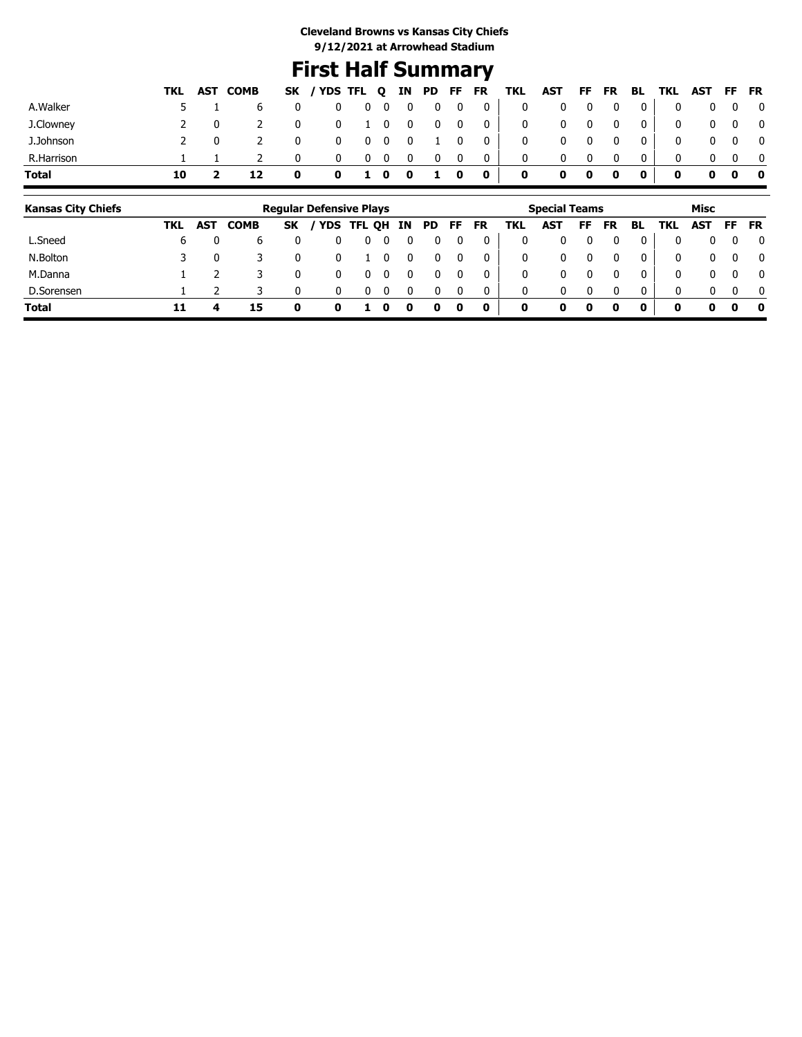**Cleveland Browns vs Kansas City Chiefs**
**9/12/2021 at Arrowhead Stadium**

# First Half Summary

| | TKL | AST | COMB | SK | / YDS | TFL | Q | IN | PD | FF | FR | TKL | AST | FF | FR | BL | TKL | AST | FF | FR |
|---|---|---|---|---|---|---|---|---|---|---|---|---|---|---|---|---|---|---|---|---|
| A.Walker | 5 | 1 | 6 | 0 | 0 | 0 | 0 | 0 | 0 | 0 | 0 | 0 | 0 | 0 | 0 | 0 | 0 | 0 | 0 | 0 |
| J.Clowney | 2 | 0 | 2 | 0 | 0 | 1 | 0 | 0 | 0 | 0 | 0 | 0 | 0 | 0 | 0 | 0 | 0 | 0 | 0 | 0 |
| J.Johnson | 2 | 0 | 2 | 0 | 0 | 0 | 0 | 0 | 1 | 0 | 0 | 0 | 0 | 0 | 0 | 0 | 0 | 0 | 0 | 0 |
| R.Harrison | 1 | 1 | 2 | 0 | 0 | 0 | 0 | 0 | 0 | 0 | 0 | 0 | 0 | 0 | 0 | 0 | 0 | 0 | 0 | 0 |
| **Total** | **10** | **2** | **12** | **0** | **0** | **1** | **0** | **0** | **1** | **0** | **0** | **0** | **0** | **0** | **0** | **0** | **0** | **0** | **0** | **0** |

| **Kansas City Chiefs** | Regular Defensive Plays | | | | | | | | | | | Special Teams | | | | | Misc | | | |
|---|---|---|---|---|---|---|---|---|---|---|---|---|---|---|---|---|---|---|---|---|
| | TKL | AST | COMB | SK | / YDS | TFL | QH | IN | PD | FF | FR | TKL | AST | FF | FR | BL | TKL | AST | FF | FR |
| L.Sneed | 6 | 0 | 6 | 0 | 0 | 0 | 0 | 0 | 0 | 0 | 0 | 0 | 0 | 0 | 0 | 0 | 0 | 0 | 0 | 0 |
| N.Bolton | 3 | 0 | 3 | 0 | 0 | 1 | 0 | 0 | 0 | 0 | 0 | 0 | 0 | 0 | 0 | 0 | 0 | 0 | 0 | 0 |
| M.Danna | 1 | 2 | 3 | 0 | 0 | 0 | 0 | 0 | 0 | 0 | 0 | 0 | 0 | 0 | 0 | 0 | 0 | 0 | 0 | 0 |
| D.Sorensen | 1 | 2 | 3 | 0 | 0 | 0 | 0 | 0 | 0 | 0 | 0 | 0 | 0 | 0 | 0 | 0 | 0 | 0 | 0 | 0 |
| **Total** | **11** | **4** | **15** | **0** | **0** | **1** | **0** | **0** | **0** | **0** | **0** | **0** | **0** | **0** | **0** | **0** | **0** | **0** | **0** | **0** |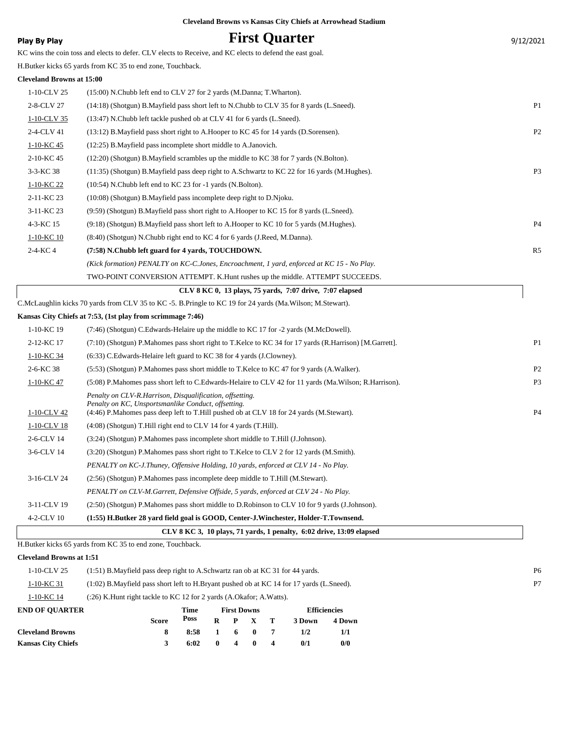**Cleveland Browns vs Kansas City Chiefs at Arrowhead Stadium**

**Play By Play**

# First Quarter

9/12/2021

KC wins the coin toss and elects to defer. CLV elects to Receive, and KC elects to defend the east goal.

H.Butker kicks 65 yards from KC 35 to end zone, Touchback.

**Cleveland Browns at 15:00**

| Down | Play | |
|---|---|---|
| 1-10-CLV 25 | (15:00) N.Chubb left end to CLV 27 for 2 yards (M.Danna; T.Wharton). | |
| 2-8-CLV 27 | (14:18) (Shotgun) B.Mayfield pass short left to N.Chubb to CLV 35 for 8 yards (L.Sneed). | P1 |
| 1-10-CLV 35 | (13:47) N.Chubb left tackle pushed ob at CLV 41 for 6 yards (L.Sneed). | |
| 2-4-CLV 41 | (13:12) B.Mayfield pass short right to A.Hooper to KC 45 for 14 yards (D.Sorensen). | P2 |
| 1-10-KC 45 | (12:25) B.Mayfield pass incomplete short middle to A.Janovich. | |
| 2-10-KC 45 | (12:20) (Shotgun) B.Mayfield scrambles up the middle to KC 38 for 7 yards (N.Bolton). | |
| 3-3-KC 38 | (11:35) (Shotgun) B.Mayfield pass deep right to A.Schwartz to KC 22 for 16 yards (M.Hughes). | P3 |
| 1-10-KC 22 | (10:54) N.Chubb left end to KC 23 for -1 yards (N.Bolton). | |
| 2-11-KC 23 | (10:08) (Shotgun) B.Mayfield pass incomplete deep right to D.Njoku. | |
| 3-11-KC 23 | (9:59) (Shotgun) B.Mayfield pass short right to A.Hooper to KC 15 for 8 yards (L.Sneed). | |
| 4-3-KC 15 | (9:18) (Shotgun) B.Mayfield pass short left to A.Hooper to KC 10 for 5 yards (M.Hughes). | P4 |
| 1-10-KC 10 | (8:40) (Shotgun) N.Chubb right end to KC 4 for 6 yards (J.Reed, M.Danna). | |
| 2-4-KC 4 | **(7:58) N.Chubb left guard for 4 yards, TOUCHDOWN.** | R5 |
| | *(Kick formation) PENALTY on KC-C.Jones, Encroachment, 1 yard, enforced at KC 15 - No Play.* | |
| | TWO-POINT CONVERSION ATTEMPT. K.Hunt rushes up the middle. ATTEMPT SUCCEEDS. | |

**CLV 8 KC 0, 13 plays, 75 yards, 7:07 drive, 7:07 elapsed**

C.McLaughlin kicks 70 yards from CLV 35 to KC -5. B.Pringle to KC 19 for 24 yards (Ma.Wilson; M.Stewart).

**Kansas City Chiefs at 7:53, (1st play from scrimmage 7:46)**

| Down | Play | |
|---|---|---|
| 1-10-KC 19 | (7:46) (Shotgun) C.Edwards-Helaire up the middle to KC 17 for -2 yards (M.McDowell). | |
| 2-12-KC 17 | (7:10) (Shotgun) P.Mahomes pass short right to T.Kelce to KC 34 for 17 yards (R.Harrison) [M.Garrett]. | P1 |
| 1-10-KC 34 | (6:33) C.Edwards-Helaire left guard to KC 38 for 4 yards (J.Clowney). | |
| 2-6-KC 38 | (5:53) (Shotgun) P.Mahomes pass short middle to T.Kelce to KC 47 for 9 yards (A.Walker). | P2 |
| 1-10-KC 47 | (5:08) P.Mahomes pass short left to C.Edwards-Helaire to CLV 42 for 11 yards (Ma.Wilson; R.Harrison). | P3 |
| | *Penalty on CLV-R.Harrison, Disqualification, offsetting.* *Penalty on KC, Unsportsmanlike Conduct, offsetting.* | |
| 1-10-CLV 42 | (4:46) P.Mahomes pass deep left to T.Hill pushed ob at CLV 18 for 24 yards (M.Stewart). | P4 |
| 1-10-CLV 18 | (4:08) (Shotgun) T.Hill right end to CLV 14 for 4 yards (T.Hill). | |
| 2-6-CLV 14 | (3:24) (Shotgun) P.Mahomes pass incomplete short middle to T.Hill (J.Johnson). | |
| 3-6-CLV 14 | (3:20) (Shotgun) P.Mahomes pass short right to T.Kelce to CLV 2 for 12 yards (M.Smith). | |
| | *PENALTY on KC-J.Thuney, Offensive Holding, 10 yards, enforced at CLV 14 - No Play.* | |
| 3-16-CLV 24 | (2:56) (Shotgun) P.Mahomes pass incomplete deep middle to T.Hill (M.Stewart). | |
| | *PENALTY on CLV-M.Garrett, Defensive Offside, 5 yards, enforced at CLV 24 - No Play.* | |
| 3-11-CLV 19 | (2:50) (Shotgun) P.Mahomes pass short middle to D.Robinson to CLV 10 for 9 yards (J.Johnson). | |
| 4-2-CLV 10 | **(1:55) H.Butker 28 yard field goal is GOOD, Center-J.Winchester, Holder-T.Townsend.** | |

**CLV 8 KC 3, 10 plays, 71 yards, 1 penalty, 6:02 drive, 13:09 elapsed**

H.Butker kicks 65 yards from KC 35 to end zone, Touchback.

**Cleveland Browns at 1:51**

| Down | Play | |
|---|---|---|
| 1-10-CLV 25 | (1:51) B.Mayfield pass deep right to A.Schwartz ran ob at KC 31 for 44 yards. | P6 |
| 1-10-KC 31 | (1:02) B.Mayfield pass short left to H.Bryant pushed ob at KC 14 for 17 yards (L.Sneed). | P7 |
| 1-10-KC 14 | (:26) K.Hunt right tackle to KC 12 for 2 yards (A.Okafor; A.Watts). | |

| END OF QUARTER | Score | Time Poss | First Downs R | P | X | T | Efficiencies 3 Down | 4 Down |
|---|---|---|---|---|---|---|---|---|
| Cleveland Browns | 8 | 8:58 | 1 | 6 | 0 | 7 | 1/2 | 1/1 |
| Kansas City Chiefs | 3 | 6:02 | 0 | 4 | 0 | 4 | 0/1 | 0/0 |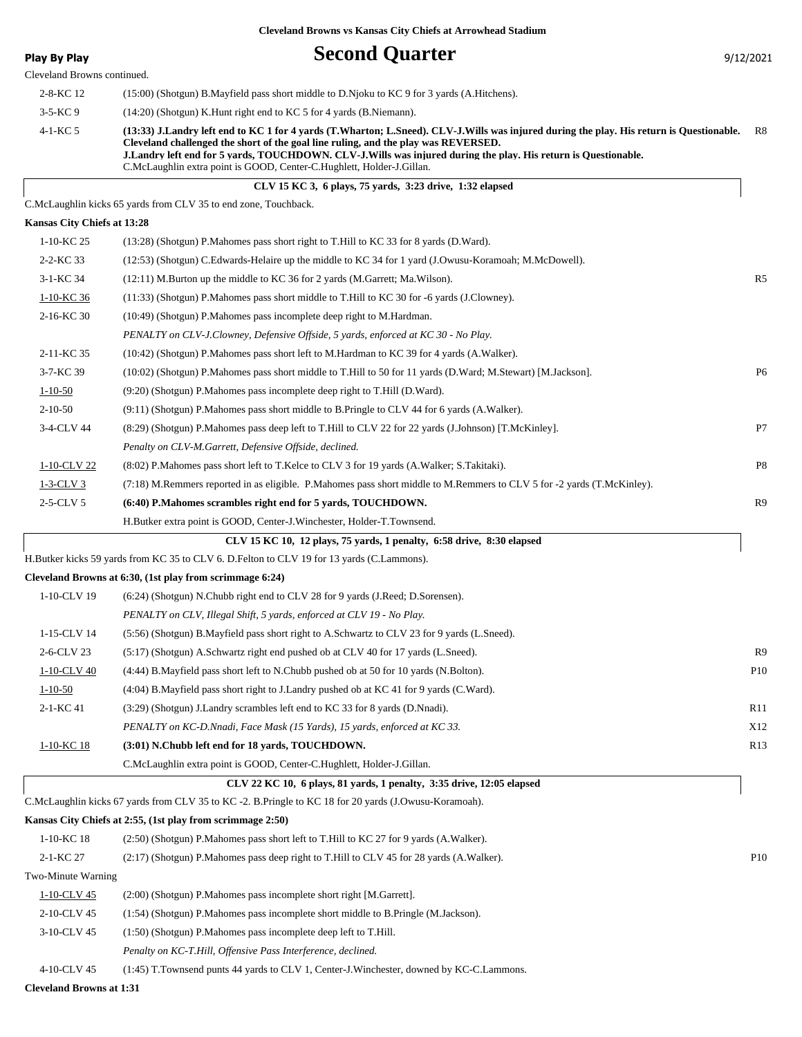**Cleveland Browns vs Kansas City Chiefs at Arrowhead Stadium**

**Play By Play**

# Second Quarter

9/12/2021

Cleveland Browns continued.

| Down | Play | |
|---|---|---|
| 2-8-KC 12 | (15:00) (Shotgun) B.Mayfield pass short middle to D.Njoku to KC 9 for 3 yards (A.Hitchens). | |
| 3-5-KC 9 | (14:20) (Shotgun) K.Hunt right end to KC 5 for 4 yards (B.Niemann). | |
| 4-1-KC 5 | **(13:33) J.Landry left end to KC 1 for 4 yards (T.Wharton; L.Sneed). CLV-J.Wills was injured during the play. His return is Questionable. Cleveland challenged the short of the goal line ruling, and the play was REVERSED. J.Landry left end for 5 yards, TOUCHDOWN. CLV-J.Wills was injured during the play. His return is Questionable.** C.McLaughlin extra point is GOOD, Center-C.Hughlett, Holder-J.Gillan. | R8 |

**CLV 15 KC 3, 6 plays, 75 yards, 3:23 drive, 1:32 elapsed**

C.McLaughlin kicks 65 yards from CLV 35 to end zone, Touchback.

**Kansas City Chiefs at 13:28**

| Down | Play | |
|---|---|---|
| 1-10-KC 25 | (13:28) (Shotgun) P.Mahomes pass short right to T.Hill to KC 33 for 8 yards (D.Ward). | |
| 2-2-KC 33 | (12:53) (Shotgun) C.Edwards-Helaire up the middle to KC 34 for 1 yard (J.Owusu-Koramoah; M.McDowell). | |
| 3-1-KC 34 | (12:11) M.Burton up the middle to KC 36 for 2 yards (M.Garrett; Ma.Wilson). | R5 |
| 1-10-KC 36 | (11:33) (Shotgun) P.Mahomes pass short middle to T.Hill to KC 30 for -6 yards (J.Clowney). | |
| 2-16-KC 30 | (10:49) (Shotgun) P.Mahomes pass incomplete deep right to M.Hardman. | |
| | *PENALTY on CLV-J.Clowney, Defensive Offside, 5 yards, enforced at KC 30 - No Play.* | |
| 2-11-KC 35 | (10:42) (Shotgun) P.Mahomes pass short left to M.Hardman to KC 39 for 4 yards (A.Walker). | |
| 3-7-KC 39 | (10:02) (Shotgun) P.Mahomes pass short middle to T.Hill to 50 for 11 yards (D.Ward; M.Stewart) [M.Jackson]. | P6 |
| 1-10-50 | (9:20) (Shotgun) P.Mahomes pass incomplete deep right to T.Hill (D.Ward). | |
| 2-10-50 | (9:11) (Shotgun) P.Mahomes pass short middle to B.Pringle to CLV 44 for 6 yards (A.Walker). | |
| 3-4-CLV 44 | (8:29) (Shotgun) P.Mahomes pass deep left to T.Hill to CLV 22 for 22 yards (J.Johnson) [T.McKinley]. | P7 |
| | *Penalty on CLV-M.Garrett, Defensive Offside, declined.* | |
| 1-10-CLV 22 | (8:02) P.Mahomes pass short left to T.Kelce to CLV 3 for 19 yards (A.Walker; S.Takitaki). | P8 |
| 1-3-CLV 3 | (7:18) M.Remmers reported in as eligible. P.Mahomes pass short middle to M.Remmers to CLV 5 for -2 yards (T.McKinley). | |
| 2-5-CLV 5 | **(6:40) P.Mahomes scrambles right end for 5 yards, TOUCHDOWN.** | R9 |
| | H.Butker extra point is GOOD, Center-J.Winchester, Holder-T.Townsend. | |

**CLV 15 KC 10, 12 plays, 75 yards, 1 penalty, 6:58 drive, 8:30 elapsed**

H.Butker kicks 59 yards from KC 35 to CLV 6. D.Felton to CLV 19 for 13 yards (C.Lammons).

**Cleveland Browns at 6:30, (1st play from scrimmage 6:24)**

| Down | Play | |
|---|---|---|
| 1-10-CLV 19 | (6:24) (Shotgun) N.Chubb right end to CLV 28 for 9 yards (J.Reed; D.Sorensen). | |
| | *PENALTY on CLV, Illegal Shift, 5 yards, enforced at CLV 19 - No Play.* | |
| 1-15-CLV 14 | (5:56) (Shotgun) B.Mayfield pass short right to A.Schwartz to CLV 23 for 9 yards (L.Sneed). | |
| 2-6-CLV 23 | (5:17) (Shotgun) A.Schwartz right end pushed ob at CLV 40 for 17 yards (L.Sneed). | R9 |
| 1-10-CLV 40 | (4:44) B.Mayfield pass short left to N.Chubb pushed ob at 50 for 10 yards (N.Bolton). | P10 |
| 1-10-50 | (4:04) B.Mayfield pass short right to J.Landry pushed ob at KC 41 for 9 yards (C.Ward). | |
| 2-1-KC 41 | (3:29) (Shotgun) J.Landry scrambles left end to KC 33 for 8 yards (D.Nnadi). | R11 |
| | *PENALTY on KC-D.Nnadi, Face Mask (15 Yards), 15 yards, enforced at KC 33.* | X12 |
| 1-10-KC 18 | **(3:01) N.Chubb left end for 18 yards, TOUCHDOWN.** | R13 |
| | C.McLaughlin extra point is GOOD, Center-C.Hughlett, Holder-J.Gillan. | |

**CLV 22 KC 10, 6 plays, 81 yards, 1 penalty, 3:35 drive, 12:05 elapsed**

C.McLaughlin kicks 67 yards from CLV 35 to KC -2. B.Pringle to KC 18 for 20 yards (J.Owusu-Koramoah).

**Kansas City Chiefs at 2:55, (1st play from scrimmage 2:50)**

| Down | Play | |
|---|---|---|
| 1-10-KC 18 | (2:50) (Shotgun) P.Mahomes pass short left to T.Hill to KC 27 for 9 yards (A.Walker). | |
| 2-1-KC 27 | (2:17) (Shotgun) P.Mahomes pass deep right to T.Hill to CLV 45 for 28 yards (A.Walker). | P10 |
| Two-Minute Warning | | |
| 1-10-CLV 45 | (2:00) (Shotgun) P.Mahomes pass incomplete short right [M.Garrett]. | |
| 2-10-CLV 45 | (1:54) (Shotgun) P.Mahomes pass incomplete short middle to B.Pringle (M.Jackson). | |
| 3-10-CLV 45 | (1:50) (Shotgun) P.Mahomes pass incomplete deep left to T.Hill. | |
| | *Penalty on KC-T.Hill, Offensive Pass Interference, declined.* | |
| 4-10-CLV 45 | (1:45) T.Townsend punts 44 yards to CLV 1, Center-J.Winchester, downed by KC-C.Lammons. | |

**Cleveland Browns at 1:31**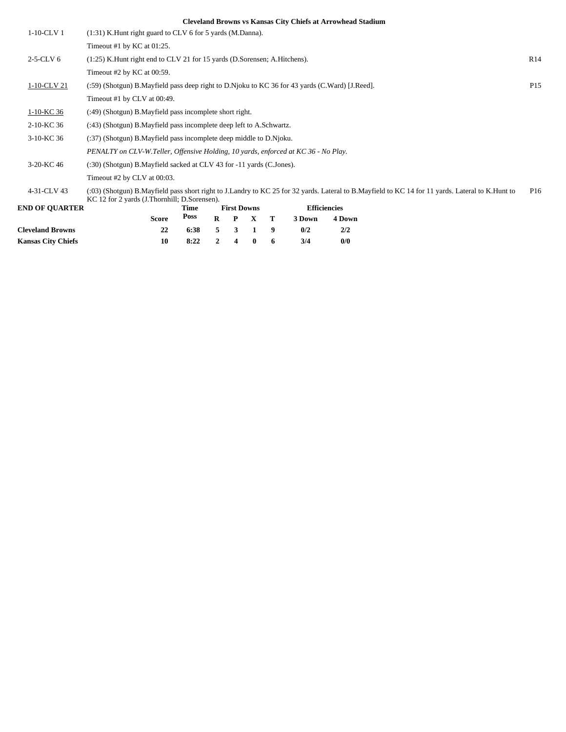**Cleveland Browns vs Kansas City Chiefs at Arrowhead Stadium**

| | | |
|---|---|---|
| 1-10-CLV 1 | (1:31) K.Hunt right guard to CLV 6 for 5 yards (M.Danna). | |
| | Timeout #1 by KC at 01:25. | |
| 2-5-CLV 6 | (1:25) K.Hunt right end to CLV 21 for 15 yards (D.Sorensen; A.Hitchens). | R14 |
| | Timeout #2 by KC at 00:59. | |
| 1-10-CLV 21 | (:59) (Shotgun) B.Mayfield pass deep right to D.Njoku to KC 36 for 43 yards (C.Ward) [J.Reed]. | P15 |
| | Timeout #1 by CLV at 00:49. | |
| 1-10-KC 36 | (:49) (Shotgun) B.Mayfield pass incomplete short right. | |
| 2-10-KC 36 | (:43) (Shotgun) B.Mayfield pass incomplete deep left to A.Schwartz. | |
| 3-10-KC 36 | (:37) (Shotgun) B.Mayfield pass incomplete deep middle to D.Njoku. | |
| | *PENALTY on CLV-W.Teller, Offensive Holding, 10 yards, enforced at KC 36 - No Play.* | |
| 3-20-KC 46 | (:30) (Shotgun) B.Mayfield sacked at CLV 43 for -11 yards (C.Jones). | |
| | Timeout #2 by CLV at 00:03. | |
| 4-31-CLV 43 | (:03) (Shotgun) B.Mayfield pass short right to J.Landry to KC 25 for 32 yards. Lateral to B.Mayfield to KC 14 for 11 yards. Lateral to K.Hunt to KC 12 for 2 yards (J.Thornhill; D.Sorensen). | P16 |

**END OF QUARTER**

| | Score | Time Poss | First Downs R | P | X | T | Efficiencies 3 Down | 4 Down |
|---|---|---|---|---|---|---|---|---|
| **Cleveland Browns** | 22 | 6:38 | 5 | 3 | 1 | 9 | 0/2 | 2/2 |
| **Kansas City Chiefs** | 10 | 8:22 | 2 | 4 | 0 | 6 | 3/4 | 0/0 |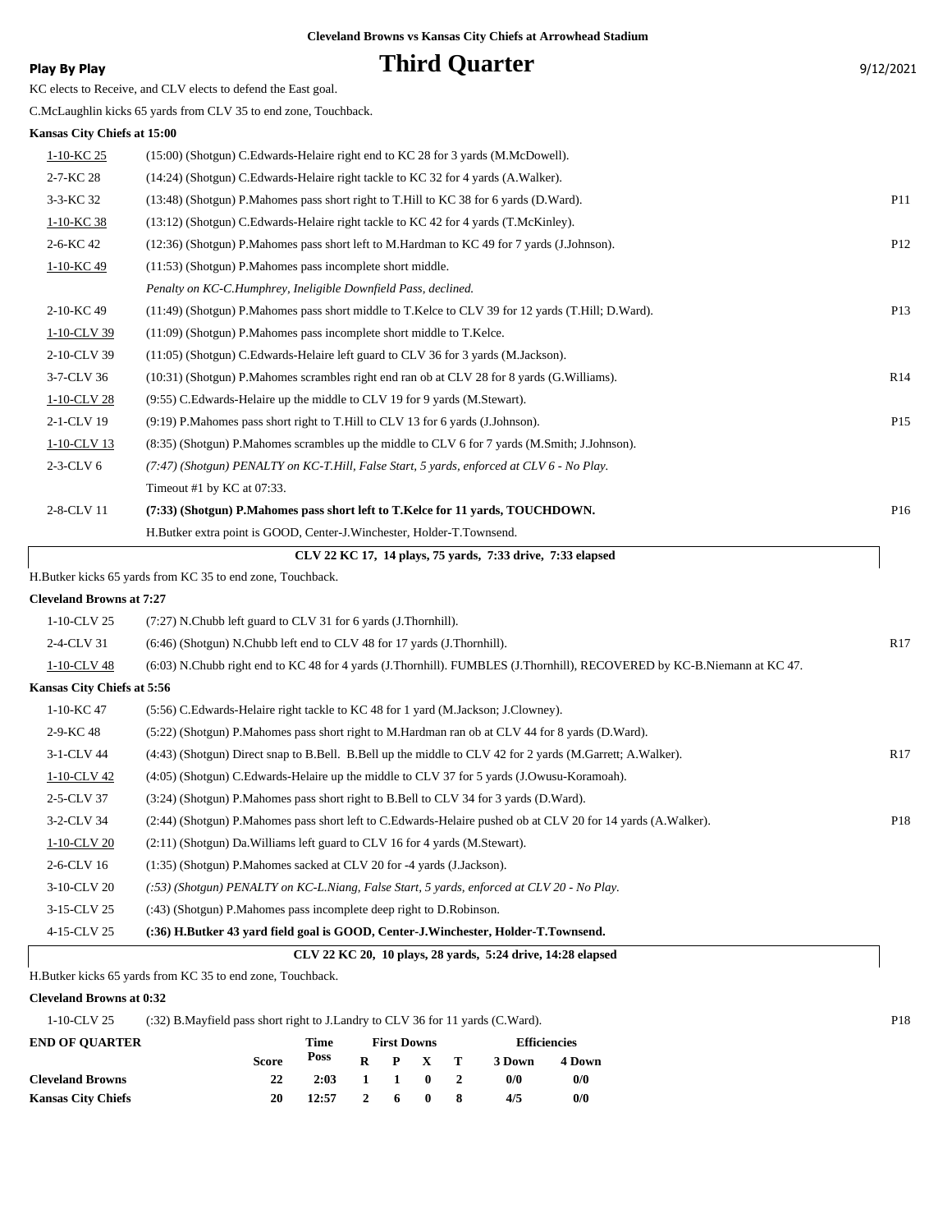**Cleveland Browns vs Kansas City Chiefs at Arrowhead Stadium**

**Play By Play**

# Third Quarter

9/12/2021

KC elects to Receive, and CLV elects to defend the East goal.

C.McLaughlin kicks 65 yards from CLV 35 to end zone, Touchback.

**Kansas City Chiefs at 15:00**

| Down | Play | |
|---|---|---|
| 1-10-KC 25 | (15:00) (Shotgun) C.Edwards-Helaire right end to KC 28 for 3 yards (M.McDowell). | |
| 2-7-KC 28 | (14:24) (Shotgun) C.Edwards-Helaire right tackle to KC 32 for 4 yards (A.Walker). | |
| 3-3-KC 32 | (13:48) (Shotgun) P.Mahomes pass short right to T.Hill to KC 38 for 6 yards (D.Ward). | P11 |
| 1-10-KC 38 | (13:12) (Shotgun) C.Edwards-Helaire right tackle to KC 42 for 4 yards (T.McKinley). | |
| 2-6-KC 42 | (12:36) (Shotgun) P.Mahomes pass short left to M.Hardman to KC 49 for 7 yards (J.Johnson). | P12 |
| 1-10-KC 49 | (11:53) (Shotgun) P.Mahomes pass incomplete short middle. | |
| | *Penalty on KC-C.Humphrey, Ineligible Downfield Pass, declined.* | |
| 2-10-KC 49 | (11:49) (Shotgun) P.Mahomes pass short middle to T.Kelce to CLV 39 for 12 yards (T.Hill; D.Ward). | P13 |
| 1-10-CLV 39 | (11:09) (Shotgun) P.Mahomes pass incomplete short middle to T.Kelce. | |
| 2-10-CLV 39 | (11:05) (Shotgun) C.Edwards-Helaire left guard to CLV 36 for 3 yards (M.Jackson). | |
| 3-7-CLV 36 | (10:31) (Shotgun) P.Mahomes scrambles right end ran ob at CLV 28 for 8 yards (G.Williams). | R14 |
| 1-10-CLV 28 | (9:55) C.Edwards-Helaire up the middle to CLV 19 for 9 yards (M.Stewart). | |
| 2-1-CLV 19 | (9:19) P.Mahomes pass short right to T.Hill to CLV 13 for 6 yards (J.Johnson). | P15 |
| 1-10-CLV 13 | (8:35) (Shotgun) P.Mahomes scrambles up the middle to CLV 6 for 7 yards (M.Smith; J.Johnson). | |
| 2-3-CLV 6 | *(7:47) (Shotgun) PENALTY on KC-T.Hill, False Start, 5 yards, enforced at CLV 6 - No Play.* | |
| | Timeout #1 by KC at 07:33. | |
| 2-8-CLV 11 | **(7:33) (Shotgun) P.Mahomes pass short left to T.Kelce for 11 yards, TOUCHDOWN.** | P16 |
| | H.Butker extra point is GOOD, Center-J.Winchester, Holder-T.Townsend. | |

**CLV 22 KC 17, 14 plays, 75 yards, 7:33 drive, 7:33 elapsed**

H.Butker kicks 65 yards from KC 35 to end zone, Touchback.

**Cleveland Browns at 7:27**

| Down | Play | |
|---|---|---|
| 1-10-CLV 25 | (7:27) N.Chubb left guard to CLV 31 for 6 yards (J.Thornhill). | |
| 2-4-CLV 31 | (6:46) (Shotgun) N.Chubb left end to CLV 48 for 17 yards (J.Thornhill). | R17 |
| 1-10-CLV 48 | (6:03) N.Chubb right end to KC 48 for 4 yards (J.Thornhill). FUMBLES (J.Thornhill), RECOVERED by KC-B.Niemann at KC 47. | |

**Kansas City Chiefs at 5:56**

| Down | Play | |
|---|---|---|
| 1-10-KC 47 | (5:56) C.Edwards-Helaire right tackle to KC 48 for 1 yard (M.Jackson; J.Clowney). | |
| 2-9-KC 48 | (5:22) (Shotgun) P.Mahomes pass short right to M.Hardman ran ob at CLV 44 for 8 yards (D.Ward). | |
| 3-1-CLV 44 | (4:43) (Shotgun) Direct snap to B.Bell. B.Bell up the middle to CLV 42 for 2 yards (M.Garrett; A.Walker). | R17 |
| 1-10-CLV 42 | (4:05) (Shotgun) C.Edwards-Helaire up the middle to CLV 37 for 5 yards (J.Owusu-Koramoah). | |
| 2-5-CLV 37 | (3:24) (Shotgun) P.Mahomes pass short right to B.Bell to CLV 34 for 3 yards (D.Ward). | |
| 3-2-CLV 34 | (2:44) (Shotgun) P.Mahomes pass short left to C.Edwards-Helaire pushed ob at CLV 20 for 14 yards (A.Walker). | P18 |
| 1-10-CLV 20 | (2:11) (Shotgun) Da.Williams left guard to CLV 16 for 4 yards (M.Stewart). | |
| 2-6-CLV 16 | (1:35) (Shotgun) P.Mahomes sacked at CLV 20 for -4 yards (J.Jackson). | |
| 3-10-CLV 20 | *(:53) (Shotgun) PENALTY on KC-L.Niang, False Start, 5 yards, enforced at CLV 20 - No Play.* | |
| 3-15-CLV 25 | (:43) (Shotgun) P.Mahomes pass incomplete deep right to D.Robinson. | |
| 4-15-CLV 25 | **(:36) H.Butker 43 yard field goal is GOOD, Center-J.Winchester, Holder-T.Townsend.** | |

**CLV 22 KC 20, 10 plays, 28 yards, 5:24 drive, 14:28 elapsed**

H.Butker kicks 65 yards from KC 35 to end zone, Touchback.

**Cleveland Browns at 0:32**

| Down | Play | |
|---|---|---|
| 1-10-CLV 25 | (:32) B.Mayfield pass short right to J.Landry to CLV 36 for 11 yards (C.Ward). | P18 |

| END OF QUARTER | Score | Time Poss | First Downs R | P | X | T | Efficiencies 3 Down | 4 Down |
|---|---|---|---|---|---|---|---|---|
| **Cleveland Browns** | 22 | 2:03 | 1 | 1 | 0 | 2 | 0/0 | 0/0 |
| **Kansas City Chiefs** | 20 | 12:57 | 2 | 6 | 0 | 8 | 4/5 | 0/0 |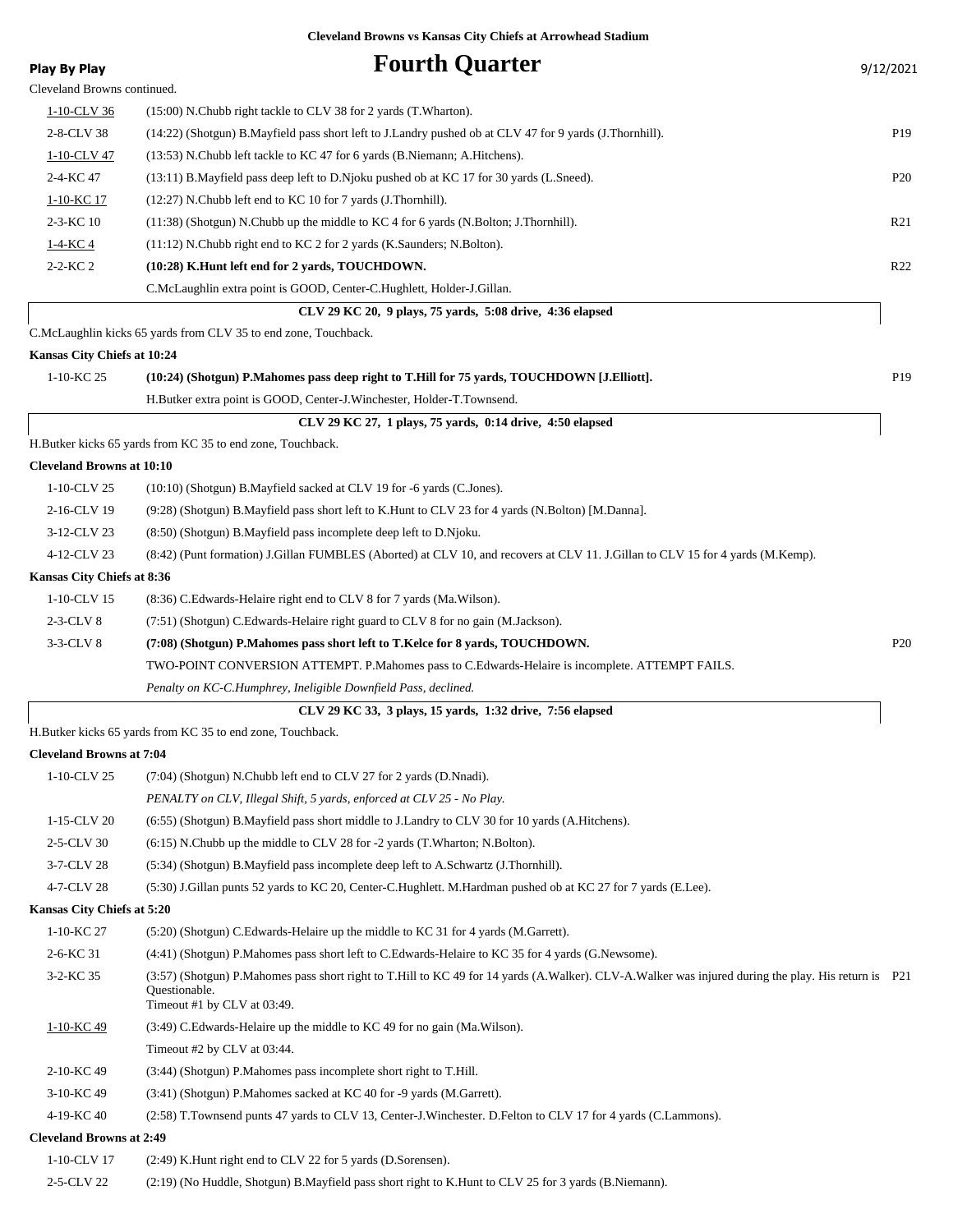**Cleveland Browns vs Kansas City Chiefs at Arrowhead Stadium**

**Play By Play**

# Fourth Quarter

9/12/2021

Cleveland Browns continued.

| Down | Play | |
|---|---|---|
| 1-10-CLV 36 | (15:00) N.Chubb right tackle to CLV 38 for 2 yards (T.Wharton). | |
| 2-8-CLV 38 | (14:22) (Shotgun) B.Mayfield pass short left to J.Landry pushed ob at CLV 47 for 9 yards (J.Thornhill). | P19 |
| 1-10-CLV 47 | (13:53) N.Chubb left tackle to KC 47 for 6 yards (B.Niemann; A.Hitchens). | |
| 2-4-KC 47 | (13:11) B.Mayfield pass deep left to D.Njoku pushed ob at KC 17 for 30 yards (L.Sneed). | P20 |
| 1-10-KC 17 | (12:27) N.Chubb left end to KC 10 for 7 yards (J.Thornhill). | |
| 2-3-KC 10 | (11:38) (Shotgun) N.Chubb up the middle to KC 4 for 6 yards (N.Bolton; J.Thornhill). | R21 |
| 1-4-KC 4 | (11:12) N.Chubb right end to KC 2 for 2 yards (K.Saunders; N.Bolton). | |
| 2-2-KC 2 | **(10:28) K.Hunt left end for 2 yards, TOUCHDOWN.** | R22 |
| | C.McLaughlin extra point is GOOD, Center-C.Hughlett, Holder-J.Gillan. | |

**CLV 29 KC 20, 9 plays, 75 yards, 5:08 drive, 4:36 elapsed**

C.McLaughlin kicks 65 yards from CLV 35 to end zone, Touchback.

**Kansas City Chiefs at 10:24**

| Down | Play | |
|---|---|---|
| 1-10-KC 25 | **(10:24) (Shotgun) P.Mahomes pass deep right to T.Hill for 75 yards, TOUCHDOWN [J.Elliott].** | P19 |
| | H.Butker extra point is GOOD, Center-J.Winchester, Holder-T.Townsend. | |

**CLV 29 KC 27, 1 plays, 75 yards, 0:14 drive, 4:50 elapsed**

H.Butker kicks 65 yards from KC 35 to end zone, Touchback.

**Cleveland Browns at 10:10**

| Down | Play | |
|---|---|---|
| 1-10-CLV 25 | (10:10) (Shotgun) B.Mayfield sacked at CLV 19 for -6 yards (C.Jones). | |
| 2-16-CLV 19 | (9:28) (Shotgun) B.Mayfield pass short left to K.Hunt to CLV 23 for 4 yards (N.Bolton) [M.Danna]. | |
| 3-12-CLV 23 | (8:50) (Shotgun) B.Mayfield pass incomplete deep left to D.Njoku. | |
| 4-12-CLV 23 | (8:42) (Punt formation) J.Gillan FUMBLES (Aborted) at CLV 10, and recovers at CLV 11. J.Gillan to CLV 15 for 4 yards (M.Kemp). | |

**Kansas City Chiefs at 8:36**

| Down | Play | |
|---|---|---|
| 1-10-CLV 15 | (8:36) C.Edwards-Helaire right end to CLV 8 for 7 yards (Ma.Wilson). | |
| 2-3-CLV 8 | (7:51) (Shotgun) C.Edwards-Helaire right guard to CLV 8 for no gain (M.Jackson). | |
| 3-3-CLV 8 | **(7:08) (Shotgun) P.Mahomes pass short left to T.Kelce for 8 yards, TOUCHDOWN.** | P20 |
| | TWO-POINT CONVERSION ATTEMPT. P.Mahomes pass to C.Edwards-Helaire is incomplete. ATTEMPT FAILS. | |
| | *Penalty on KC-C.Humphrey, Ineligible Downfield Pass, declined.* | |

**CLV 29 KC 33, 3 plays, 15 yards, 1:32 drive, 7:56 elapsed**

H.Butker kicks 65 yards from KC 35 to end zone, Touchback.

**Cleveland Browns at 7:04**

| Down | Play | |
|---|---|---|
| 1-10-CLV 25 | (7:04) (Shotgun) N.Chubb left end to CLV 27 for 2 yards (D.Nnadi). | |
| | *PENALTY on CLV, Illegal Shift, 5 yards, enforced at CLV 25 - No Play.* | |
| 1-15-CLV 20 | (6:55) (Shotgun) B.Mayfield pass short middle to J.Landry to CLV 30 for 10 yards (A.Hitchens). | |
| 2-5-CLV 30 | (6:15) N.Chubb up the middle to CLV 28 for -2 yards (T.Wharton; N.Bolton). | |
| 3-7-CLV 28 | (5:34) (Shotgun) B.Mayfield pass incomplete deep left to A.Schwartz (J.Thornhill). | |
| 4-7-CLV 28 | (5:30) J.Gillan punts 52 yards to KC 20, Center-C.Hughlett. M.Hardman pushed ob at KC 27 for 7 yards (E.Lee). | |

**Kansas City Chiefs at 5:20**

| Down | Play | |
|---|---|---|
| 1-10-KC 27 | (5:20) (Shotgun) C.Edwards-Helaire up the middle to KC 31 for 4 yards (M.Garrett). | |
| 2-6-KC 31 | (4:41) (Shotgun) P.Mahomes pass short left to C.Edwards-Helaire to KC 35 for 4 yards (G.Newsome). | |
| 3-2-KC 35 | (3:57) (Shotgun) P.Mahomes pass short right to T.Hill to KC 49 for 14 yards (A.Walker). CLV-A.Walker was injured during the play. His return is Questionable. Timeout #1 by CLV at 03:49. | P21 |
| 1-10-KC 49 | (3:49) C.Edwards-Helaire up the middle to KC 49 for no gain (Ma.Wilson). | |
| | Timeout #2 by CLV at 03:44. | |
| 2-10-KC 49 | (3:44) (Shotgun) P.Mahomes pass incomplete short right to T.Hill. | |
| 3-10-KC 49 | (3:41) (Shotgun) P.Mahomes sacked at KC 40 for -9 yards (M.Garrett). | |
| 4-19-KC 40 | (2:58) T.Townsend punts 47 yards to CLV 13, Center-J.Winchester. D.Felton to CLV 17 for 4 yards (C.Lammons). | |

**Cleveland Browns at 2:49**

| Down | Play | |
|---|---|---|
| 1-10-CLV 17 | (2:49) K.Hunt right end to CLV 22 for 5 yards (D.Sorensen). | |
| 2-5-CLV 22 | (2:19) (No Huddle, Shotgun) B.Mayfield pass short right to K.Hunt to CLV 25 for 3 yards (B.Niemann). | |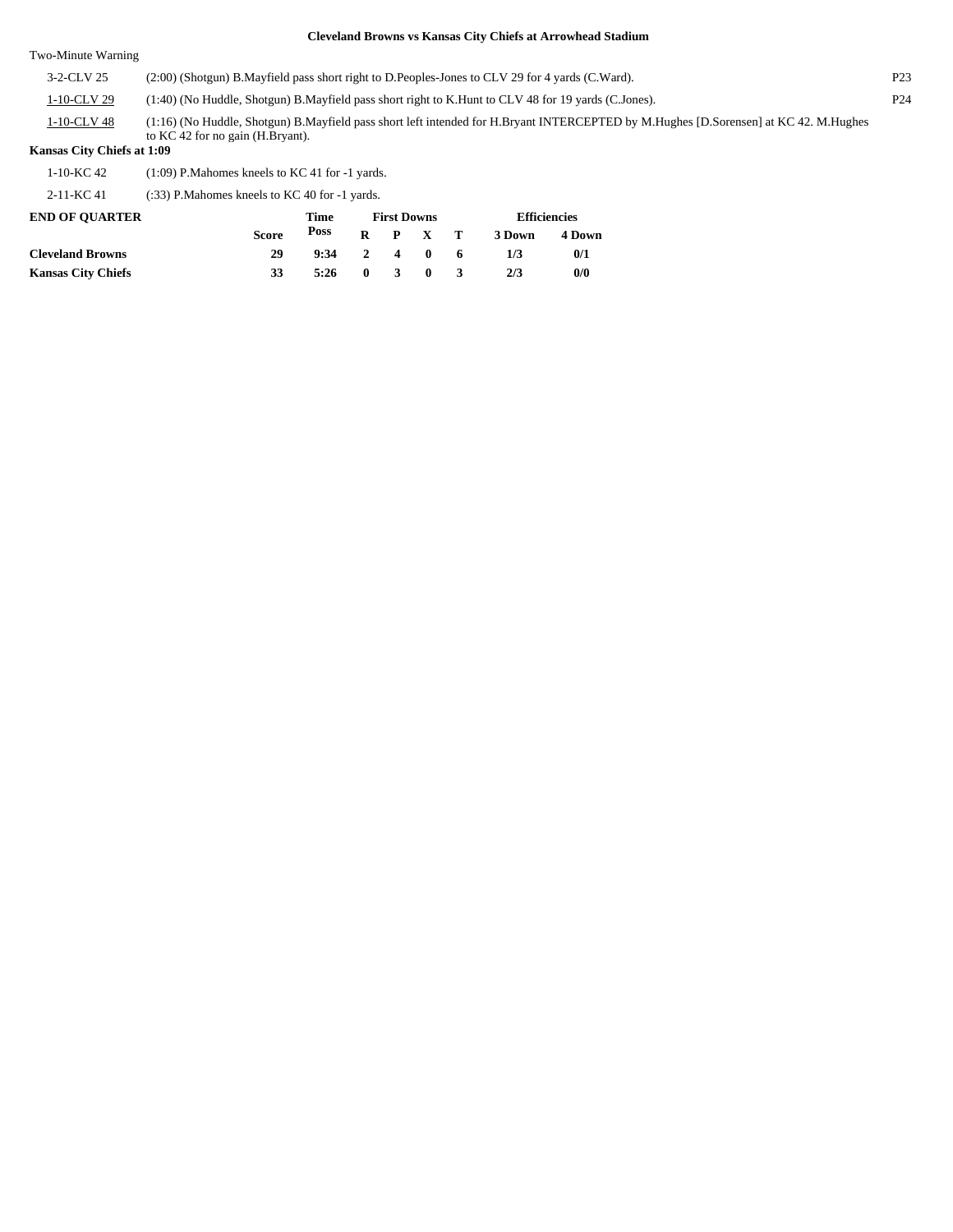**Cleveland Browns vs Kansas City Chiefs at Arrowhead Stadium**

Two-Minute Warning

| | | |
|---|---|---|
| 3-2-CLV 25 | (2:00) (Shotgun) B.Mayfield pass short right to D.Peoples-Jones to CLV 29 for 4 yards (C.Ward). | P23 |
| 1-10-CLV 29 | (1:40) (No Huddle, Shotgun) B.Mayfield pass short right to K.Hunt to CLV 48 for 19 yards (C.Jones). | P24 |
| 1-10-CLV 48 | (1:16) (No Huddle, Shotgun) B.Mayfield pass short left intended for H.Bryant INTERCEPTED by M.Hughes [D.Sorensen] at KC 42. M.Hughes to KC 42 for no gain (H.Bryant). | |

**Kansas City Chiefs at 1:09**

| | |
|---|---|
| 1-10-KC 42 | (1:09) P.Mahomes kneels to KC 41 for -1 yards. |
| 2-11-KC 41 | (:33) P.Mahomes kneels to KC 40 for -1 yards. |

| END OF QUARTER | Score | Time Poss | First Downs R | P | X | T | Efficiencies 3 Down | 4 Down |
|---|---|---|---|---|---|---|---|---|
| **Cleveland Browns** | 29 | 9:34 | 2 | 4 | 0 | 6 | 1/3 | 0/1 |
| **Kansas City Chiefs** | 33 | 5:26 | 0 | 3 | 0 | 3 | 2/3 | 0/0 |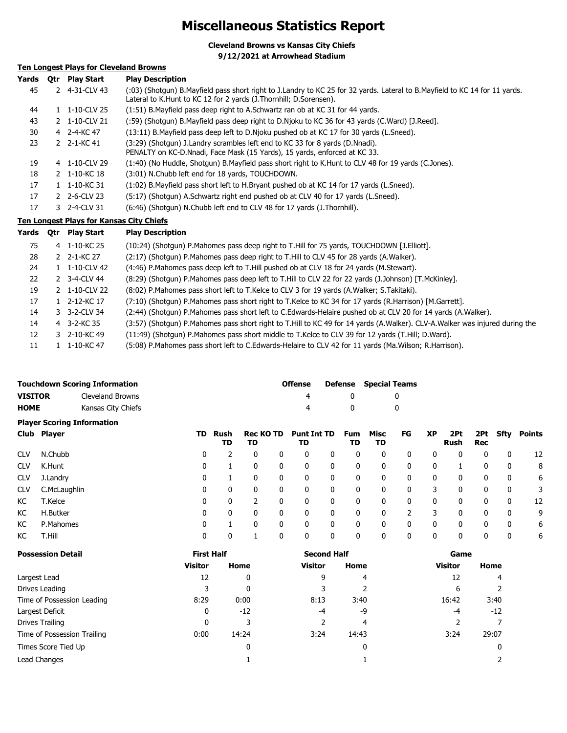# Miscellaneous Statistics Report

**Cleveland Browns vs Kansas City Chiefs**
**9/12/2021 at Arrowhead Stadium**

## Ten Longest Plays for Cleveland Browns

| Yards | Qtr | Play Start | Play Description |
|---|---|---|---|
| 45 | 2 | 4-31-CLV 43 | (:03) (Shotgun) B.Mayfield pass short right to J.Landry to KC 25 for 32 yards. Lateral to B.Mayfield to KC 14 for 11 yards. Lateral to K.Hunt to KC 12 for 2 yards (J.Thornhill; D.Sorensen). |
| 44 | 1 | 1-10-CLV 25 | (1:51) B.Mayfield pass deep right to A.Schwartz ran ob at KC 31 for 44 yards. |
| 43 | 2 | 1-10-CLV 21 | (:59) (Shotgun) B.Mayfield pass deep right to D.Njoku to KC 36 for 43 yards (C.Ward) [J.Reed]. |
| 30 | 4 | 2-4-KC 47 | (13:11) B.Mayfield pass deep left to D.Njoku pushed ob at KC 17 for 30 yards (L.Sneed). |
| 23 | 2 | 2-1-KC 41 | (3:29) (Shotgun) J.Landry scrambles left end to KC 33 for 8 yards (D.Nnadi). PENALTY on KC-D.Nnadi, Face Mask (15 Yards), 15 yards, enforced at KC 33. |
| 19 | 4 | 1-10-CLV 29 | (1:40) (No Huddle, Shotgun) B.Mayfield pass short right to K.Hunt to CLV 48 for 19 yards (C.Jones). |
| 18 | 2 | 1-10-KC 18 | (3:01) N.Chubb left end for 18 yards, TOUCHDOWN. |
| 17 | 1 | 1-10-KC 31 | (1:02) B.Mayfield pass short left to H.Bryant pushed ob at KC 14 for 17 yards (L.Sneed). |
| 17 | 2 | 2-6-CLV 23 | (5:17) (Shotgun) A.Schwartz right end pushed ob at CLV 40 for 17 yards (L.Sneed). |
| 17 | 3 | 2-4-CLV 31 | (6:46) (Shotgun) N.Chubb left end to CLV 48 for 17 yards (J.Thornhill). |

## Ten Longest Plays for Kansas City Chiefs

| Yards | Qtr | Play Start | Play Description |
|---|---|---|---|
| 75 | 4 | 1-10-KC 25 | (10:24) (Shotgun) P.Mahomes pass deep right to T.Hill for 75 yards, TOUCHDOWN [J.Elliott]. |
| 28 | 2 | 2-1-KC 27 | (2:17) (Shotgun) P.Mahomes pass deep right to T.Hill to CLV 45 for 28 yards (A.Walker). |
| 24 | 1 | 1-10-CLV 42 | (4:46) P.Mahomes pass deep left to T.Hill pushed ob at CLV 18 for 24 yards (M.Stewart). |
| 22 | 2 | 3-4-CLV 44 | (8:29) (Shotgun) P.Mahomes pass deep left to T.Hill to CLV 22 for 22 yards (J.Johnson) [T.McKinley]. |
| 19 | 2 | 1-10-CLV 22 | (8:02) P.Mahomes pass short left to T.Kelce to CLV 3 for 19 yards (A.Walker; S.Takitaki). |
| 17 | 1 | 2-12-KC 17 | (7:10) (Shotgun) P.Mahomes pass short right to T.Kelce to KC 34 for 17 yards (R.Harrison) [M.Garrett]. |
| 14 | 3 | 3-2-CLV 34 | (2:44) (Shotgun) P.Mahomes pass short left to C.Edwards-Helaire pushed ob at CLV 20 for 14 yards (A.Walker). |
| 14 | 4 | 3-2-KC 35 | (3:57) (Shotgun) P.Mahomes pass short right to T.Hill to KC 49 for 14 yards (A.Walker). CLV-A.Walker was injured during the |
| 12 | 3 | 2-10-KC 49 | (11:49) (Shotgun) P.Mahomes pass short middle to T.Kelce to CLV 39 for 12 yards (T.Hill; D.Ward). |
| 11 | 1 | 1-10-KC 47 | (5:08) P.Mahomes pass short left to C.Edwards-Helaire to CLV 42 for 11 yards (Ma.Wilson; R.Harrison). |

## Touchdown Scoring Information

| | | Offense | Defense | Special Teams |
|---|---|---|---|---|
| VISITOR | Cleveland Browns | 4 | 0 | 0 |
| HOME | Kansas City Chiefs | 4 | 0 | 0 |

## Player Scoring Information

| Club | Player | TD | Rush TD | Rec TD | KO TD | Punt TD | Int TD | Fum TD | Misc TD | FG | XP | 2Pt Rush | 2Pt Rec | Sfty | Points |
|---|---|---|---|---|---|---|---|---|---|---|---|---|---|---|---|
| CLV | N.Chubb | 0 | 2 | 0 | 0 | 0 | 0 | 0 | 0 | 0 | 0 | 0 | 0 | 0 | 12 |
| CLV | K.Hunt | 0 | 1 | 0 | 0 | 0 | 0 | 0 | 0 | 0 | 0 | 1 | 0 | 0 | 8 |
| CLV | J.Landry | 0 | 1 | 0 | 0 | 0 | 0 | 0 | 0 | 0 | 0 | 0 | 0 | 0 | 6 |
| CLV | C.McLaughlin | 0 | 0 | 0 | 0 | 0 | 0 | 0 | 0 | 0 | 3 | 0 | 0 | 0 | 3 |
| KC | T.Kelce | 0 | 0 | 2 | 0 | 0 | 0 | 0 | 0 | 0 | 0 | 0 | 0 | 0 | 12 |
| KC | H.Butker | 0 | 0 | 0 | 0 | 0 | 0 | 0 | 0 | 2 | 3 | 0 | 0 | 0 | 9 |
| KC | P.Mahomes | 0 | 1 | 0 | 0 | 0 | 0 | 0 | 0 | 0 | 0 | 0 | 0 | 0 | 6 |
| KC | T.Hill | 0 | 0 | 1 | 0 | 0 | 0 | 0 | 0 | 0 | 0 | 0 | 0 | 0 | 6 |

## Possession Detail

| | First Half | | Second Half | | Game | |
|---|---|---|---|---|---|---|
| | Visitor | Home | Visitor | Home | Visitor | Home |
| Largest Lead | 12 | 0 | 9 | 4 | 12 | 4 |
| Drives Leading | 3 | 0 | 3 | 2 | 6 | 2 |
| Time of Possession Leading | 8:29 | 0:00 | 8:13 | 3:40 | 16:42 | 3:40 |
| Largest Deficit | 0 | -12 | -4 | -9 | -4 | -12 |
| Drives Trailing | 0 | 3 | 2 | 4 | 2 | 7 |
| Time of Possession Trailing | 0:00 | 14:24 | 3:24 | 14:43 | 3:24 | 29:07 |
| Times Score Tied Up | | 0 | | 0 | | 0 |
| Lead Changes | | 1 | | 1 | | 2 |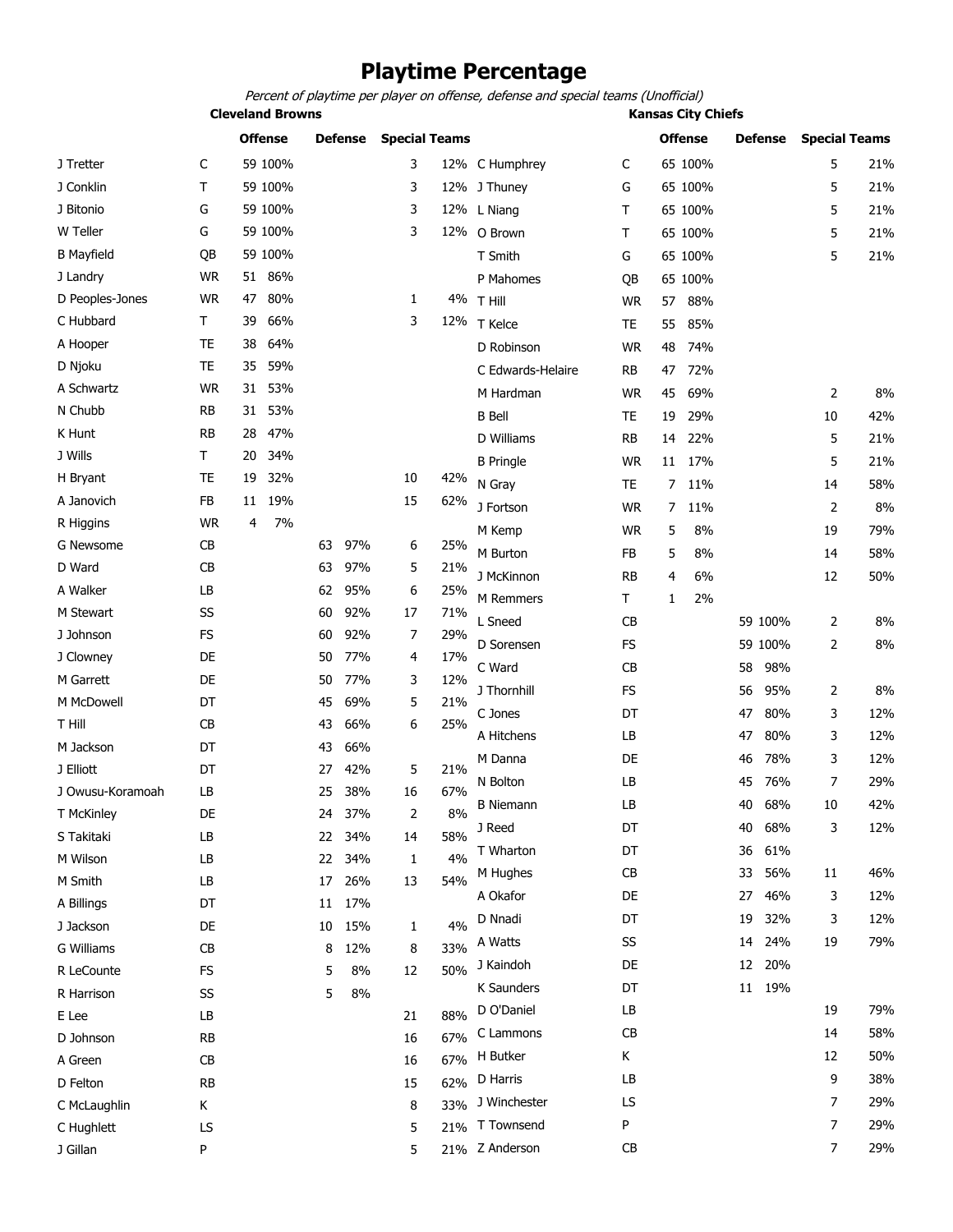# Playtime Percentage

*Percent of playtime per player on offense, defense and special teams (Unofficial)*

## Cleveland Browns

| Player | Pos | Offense | | Defense | | Special Teams | |
|---|---|---|---|---|---|---|---|
| J Tretter | C | 59 | 100% | | | 3 | 12% |
| J Conklin | T | 59 | 100% | | | 3 | 12% |
| J Bitonio | G | 59 | 100% | | | 3 | 12% |
| W Teller | G | 59 | 100% | | | 3 | 12% |
| B Mayfield | QB | 59 | 100% | | | | |
| J Landry | WR | 51 | 86% | | | | |
| D Peoples-Jones | WR | 47 | 80% | | | 1 | 4% |
| C Hubbard | T | 39 | 66% | | | 3 | 12% |
| A Hooper | TE | 38 | 64% | | | | |
| D Njoku | TE | 35 | 59% | | | | |
| A Schwartz | WR | 31 | 53% | | | | |
| N Chubb | RB | 31 | 53% | | | | |
| K Hunt | RB | 28 | 47% | | | | |
| J Wills | T | 20 | 34% | | | | |
| H Bryant | TE | 19 | 32% | | | 10 | 42% |
| A Janovich | FB | 11 | 19% | | | 15 | 62% |
| R Higgins | WR | 4 | 7% | | | | |
| G Newsome | CB | | | 63 | 97% | 6 | 25% |
| D Ward | CB | | | 63 | 97% | 5 | 21% |
| A Walker | LB | | | 62 | 95% | 6 | 25% |
| M Stewart | SS | | | 60 | 92% | 17 | 71% |
| J Johnson | FS | | | 60 | 92% | 7 | 29% |
| J Clowney | DE | | | 50 | 77% | 4 | 17% |
| M Garrett | DE | | | 50 | 77% | 3 | 12% |
| M McDowell | DT | | | 45 | 69% | 5 | 21% |
| T Hill | CB | | | 43 | 66% | 6 | 25% |
| M Jackson | DT | | | 43 | 66% | | |
| J Elliott | DT | | | 27 | 42% | 5 | 21% |
| J Owusu-Koramoah | LB | | | 25 | 38% | 16 | 67% |
| T McKinley | DE | | | 24 | 37% | 2 | 8% |
| S Takitaki | LB | | | 22 | 34% | 14 | 58% |
| M Wilson | LB | | | 22 | 34% | 1 | 4% |
| M Smith | LB | | | 17 | 26% | 13 | 54% |
| A Billings | DT | | | 11 | 17% | | |
| J Jackson | DE | | | 10 | 15% | 1 | 4% |
| G Williams | CB | | | 8 | 12% | 8 | 33% |
| R LeCounte | FS | | | 5 | 8% | 12 | 50% |
| R Harrison | SS | | | 5 | 8% | | |
| E Lee | LB | | | | | 21 | 88% |
| D Johnson | RB | | | | | 16 | 67% |
| A Green | CB | | | | | 16 | 67% |
| D Felton | RB | | | | | 15 | 62% |
| C McLaughlin | K | | | | | 8 | 33% |
| C Hughlett | LS | | | | | 5 | 21% |
| J Gillan | P | | | | | 5 | 21% |

## Kansas City Chiefs

| Player | Pos | Offense | | Defense | | Special Teams | |
|---|---|---|---|---|---|---|---|
| C Humphrey | C | 65 | 100% | | | 5 | 21% |
| J Thuney | G | 65 | 100% | | | 5 | 21% |
| L Niang | T | 65 | 100% | | | 5 | 21% |
| O Brown | T | 65 | 100% | | | 5 | 21% |
| T Smith | G | 65 | 100% | | | 5 | 21% |
| P Mahomes | QB | 65 | 100% | | | | |
| T Hill | WR | 57 | 88% | | | | |
| T Kelce | TE | 55 | 85% | | | | |
| D Robinson | WR | 48 | 74% | | | | |
| C Edwards-Helaire | RB | 47 | 72% | | | | |
| M Hardman | WR | 45 | 69% | | | 2 | 8% |
| B Bell | TE | 19 | 29% | | | 10 | 42% |
| D Williams | RB | 14 | 22% | | | 5 | 21% |
| B Pringle | WR | 11 | 17% | | | 5 | 21% |
| N Gray | TE | 7 | 11% | | | 14 | 58% |
| J Fortson | WR | 7 | 11% | | | 2 | 8% |
| M Kemp | WR | 5 | 8% | | | 19 | 79% |
| M Burton | FB | 5 | 8% | | | 14 | 58% |
| J McKinnon | RB | 4 | 6% | | | 12 | 50% |
| M Remmers | T | 1 | 2% | | | | |
| L Sneed | CB | | | 59 | 100% | 2 | 8% |
| D Sorensen | FS | | | 59 | 100% | 2 | 8% |
| C Ward | CB | | | 58 | 98% | | |
| J Thornhill | FS | | | 56 | 95% | 2 | 8% |
| C Jones | DT | | | 47 | 80% | 3 | 12% |
| A Hitchens | LB | | | 47 | 80% | 3 | 12% |
| M Danna | DE | | | 46 | 78% | 3 | 12% |
| N Bolton | LB | | | 45 | 76% | 7 | 29% |
| B Niemann | LB | | | 40 | 68% | 10 | 42% |
| J Reed | DT | | | 40 | 68% | 3 | 12% |
| T Wharton | DT | | | 36 | 61% | | |
| M Hughes | CB | | | 33 | 56% | 11 | 46% |
| A Okafor | DE | | | 27 | 46% | 3 | 12% |
| D Nnadi | DT | | | 19 | 32% | 3 | 12% |
| A Watts | SS | | | 14 | 24% | 19 | 79% |
| J Kaindoh | DE | | | 12 | 20% | | |
| K Saunders | DT | | | 11 | 19% | | |
| D O'Daniel | LB | | | | | 19 | 79% |
| C Lammons | CB | | | | | 14 | 58% |
| H Butker | K | | | | | 12 | 50% |
| D Harris | LB | | | | | 9 | 38% |
| J Winchester | LS | | | | | 7 | 29% |
| T Townsend | P | | | | | 7 | 29% |
| Z Anderson | CB | | | | | 7 | 29% |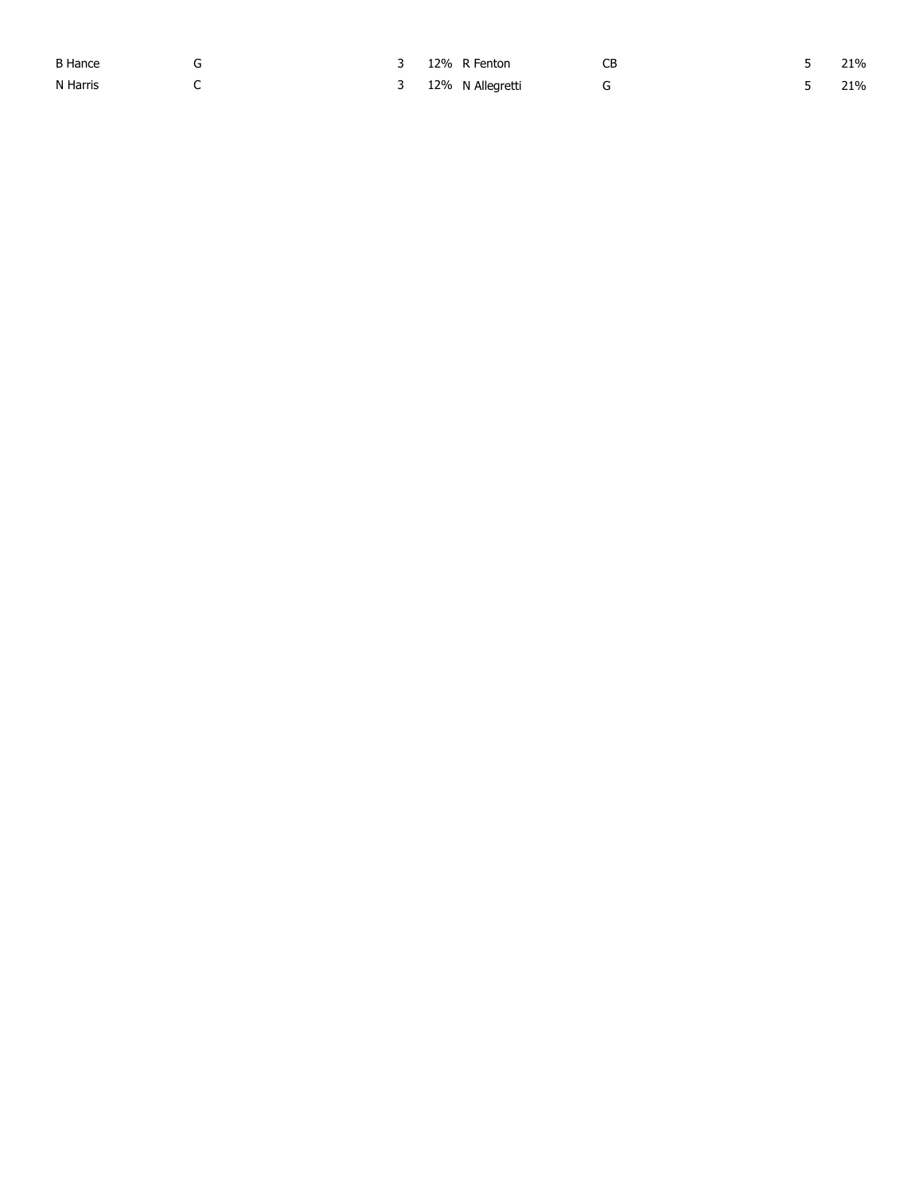| | | | | | | | |
|---|---|---|---|---|---|---|---|
| B Hance | G | 3 | 12% | R Fenton | CB | 5 | 21% |
| N Harris | C | 3 | 12% | N Allegretti | G | 5 | 21% |